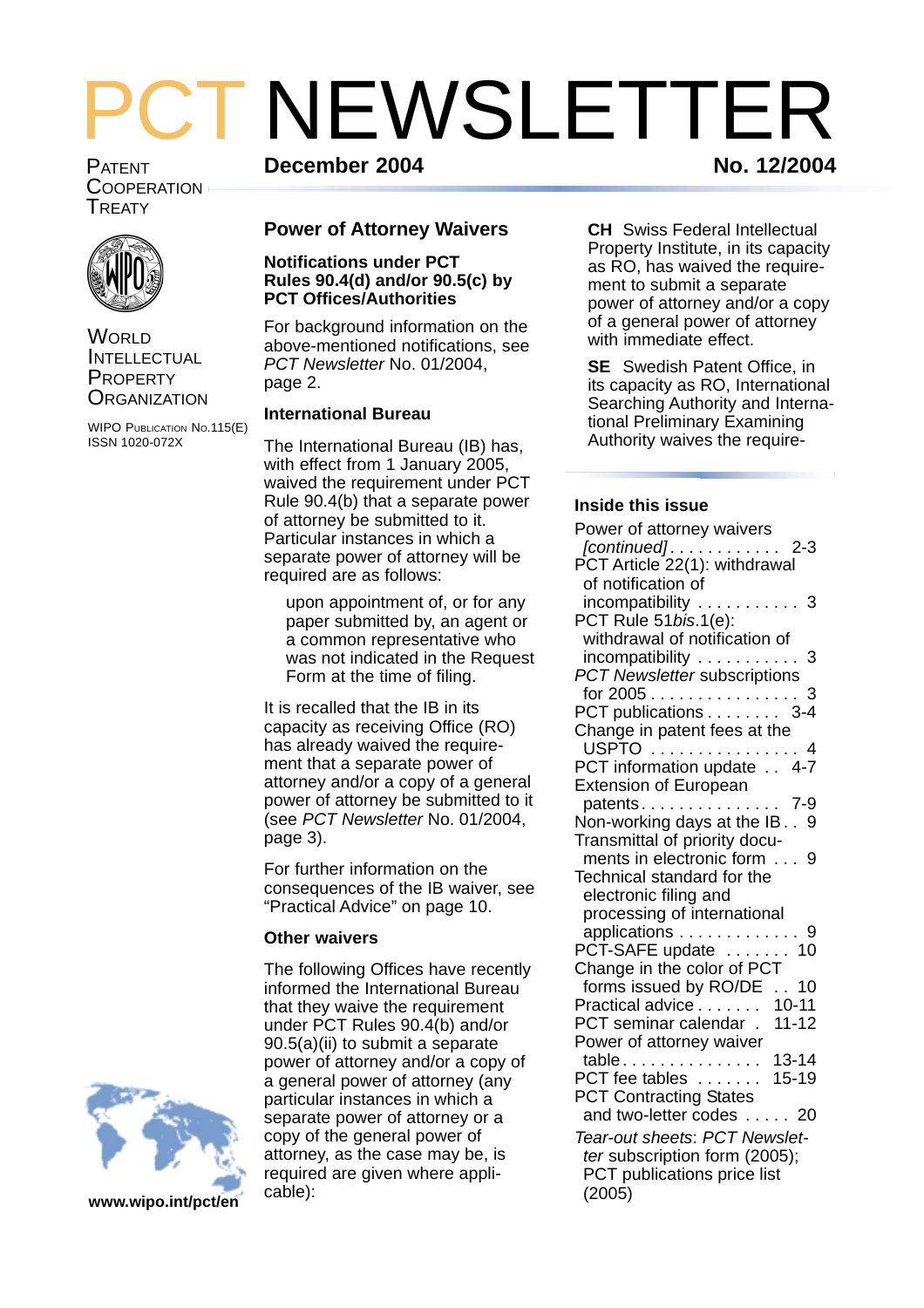# PCT NEWSLETTER

PATENT COOPERATION TREATY

WORLD INTELLECTUAL PROPERTY ORGANIZATION

WIPO PUBLICATION NO.115(E)
ISSN 1020-072X

**December 2004** **No. 12/2004**

## Power of Attorney Waivers

### Notifications under PCT Rules 90.4(d) and/or 90.5(c) by PCT Offices/Authorities

For background information on the above-mentioned notifications, see *PCT Newsletter* No. 01/2004, page 2.

### International Bureau

The International Bureau (IB) has, with effect from 1 January 2005, waived the requirement under PCT Rule 90.4(b) that a separate power of attorney be submitted to it. Particular instances in which a separate power of attorney will be required are as follows:

> upon appointment of, or for any paper submitted by, an agent or a common representative who was not indicated in the Request Form at the time of filing.

It is recalled that the IB in its capacity as receiving Office (RO) has already waived the requirement that a separate power of attorney and/or a copy of a general power of attorney be submitted to it (see *PCT Newsletter* No. 01/2004, page 3).

For further information on the consequences of the IB waiver, see “Practical Advice” on page 10.

### Other waivers

The following Offices have recently informed the International Bureau that they waive the requirement under PCT Rules 90.4(b) and/or 90.5(a)(ii) to submit a separate power of attorney and/or a copy of a general power of attorney (any particular instances in which a separate power of attorney or a copy of the general power of attorney, as the case may be, is required are given where applicable):

**CH** Swiss Federal Intellectual Property Institute, in its capacity as RO, has waived the requirement to submit a separate power of attorney and/or a copy of a general power of attorney with immediate effect.

**SE** Swedish Patent Office, in its capacity as RO, International Searching Authority and International Preliminary Examining Authority waives the require-

### Inside this issue

Power of attorney waivers *[continued]* . . . . . . . . . . . . 2-3
PCT Article 22(1): withdrawal of notification of incompatibility . . . . . . . . . . . 3
PCT Rule 51*bis*.1(e): withdrawal of notification of incompatibility . . . . . . . . . . . 3
*PCT Newsletter* subscriptions for 2005 . . . . . . . . . . . . . . . . 3
PCT publications . . . . . . . . 3-4
Change in patent fees at the USPTO . . . . . . . . . . . . . . . . 4
PCT information update . . 4-7
Extension of European patents. . . . . . . . . . . . . . . 7-9
Non-working days at the IB . . 9
Transmittal of priority documents in electronic form . . . 9
Technical standard for the electronic filing and processing of international applications . . . . . . . . . . . . . 9
PCT-SAFE update . . . . . . . 10
Change in the color of PCT forms issued by RO/DE . . 10
Practical advice . . . . . . . 10-11
PCT seminar calendar . 11-12
Power of attorney waiver table. . . . . . . . . . . . . . . . 13-14
PCT fee tables . . . . . . . 15-19
PCT Contracting States and two-letter codes . . . . . 20
*Tear-out sheets*: *PCT Newsletter* subscription form (2005); PCT publications price list (2005)

www.wipo.int/pct/en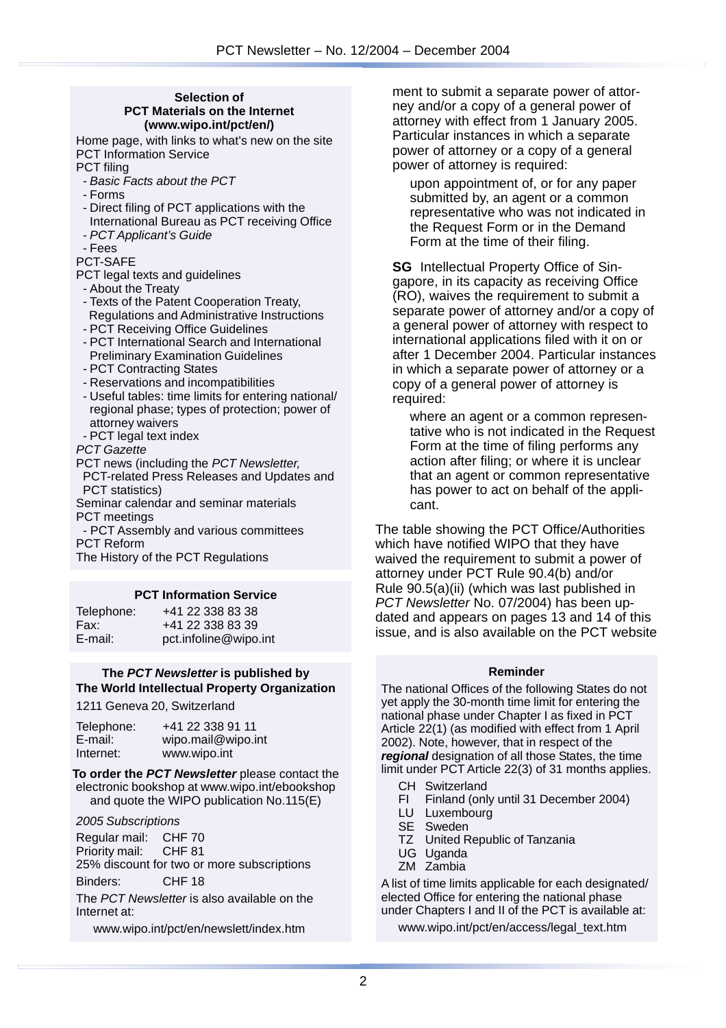### Selection of PCT Materials on the Internet (www.wipo.int/pct/en/)

Home page, with links to what's new on the site
PCT Information Service
PCT filing

- *Basic Facts about the PCT*
- Forms
- Direct filing of PCT applications with the International Bureau as PCT receiving Office
- *PCT Applicant's Guide*
- Fees

PCT-SAFE
PCT legal texts and guidelines

- About the Treaty
- Texts of the Patent Cooperation Treaty, Regulations and Administrative Instructions
- PCT Receiving Office Guidelines
- PCT International Search and International Preliminary Examination Guidelines
- PCT Contracting States
- Reservations and incompatibilities
- Useful tables: time limits for entering national/ regional phase; types of protection; power of attorney waivers
- PCT legal text index

*PCT Gazette*
PCT news (including the *PCT Newsletter,* PCT-related Press Releases and Updates and PCT statistics)
Seminar calendar and seminar materials
PCT meetings

- PCT Assembly and various committees

PCT Reform
The History of the PCT Regulations

### PCT Information Service

| | |
|---|---|
| Telephone: | +41 22 338 83 38 |
| Fax: | +41 22 338 83 39 |
| E-mail: | pct.infoline@wipo.int |

### The *PCT Newsletter* is published by The World Intellectual Property Organization

1211 Geneva 20, Switzerland

| | |
|---|---|
| Telephone: | +41 22 338 91 11 |
| E-mail: | wipo.mail@wipo.int |
| Internet: | www.wipo.int |

**To order the *PCT Newsletter*** please contact the electronic bookshop at www.wipo.int/ebookshop and quote the WIPO publication No.115(E)

*2005 Subscriptions*

Regular mail: CHF 70
Priority mail: CHF 81
25% discount for two or more subscriptions
Binders: CHF 18

The *PCT Newsletter* is also available on the Internet at:

www.wipo.int/pct/en/newslett/index.htm

ment to submit a separate power of attorney and/or a copy of a general power of attorney with effect from 1 January 2005. Particular instances in which a separate power of attorney or a copy of a general power of attorney is required:

> upon appointment of, or for any paper submitted by, an agent or a common representative who was not indicated in the Request Form or in the Demand Form at the time of their filing.

**SG** Intellectual Property Office of Singapore, in its capacity as receiving Office (RO), waives the requirement to submit a separate power of attorney and/or a copy of a general power of attorney with respect to international applications filed with it on or after 1 December 2004. Particular instances in which a separate power of attorney or a copy of a general power of attorney is required:

> where an agent or a common representative who is not indicated in the Request Form at the time of filing performs any action after filing; or where it is unclear that an agent or common representative has power to act on behalf of the applicant.

The table showing the PCT Office/Authorities which have notified WIPO that they have waived the requirement to submit a power of attorney under PCT Rule 90.4(b) and/or Rule 90.5(a)(ii) (which was last published in *PCT Newsletter* No. 07/2004) has been updated and appears on pages 13 and 14 of this issue, and is also available on the PCT website

### Reminder

The national Offices of the following States do not yet apply the 30-month time limit for entering the national phase under Chapter I as fixed in PCT Article 22(1) (as modified with effect from 1 April 2002). Note, however, that in respect of the ***regional*** designation of all those States, the time limit under PCT Article 22(3) of 31 months applies.

- CH Switzerland
- FI Finland (only until 31 December 2004)
- LU Luxembourg
- SE Sweden
- TZ United Republic of Tanzania
- UG Uganda
- ZM Zambia

A list of time limits applicable for each designated/ elected Office for entering the national phase under Chapters I and II of the PCT is available at:

www.wipo.int/pct/en/access/legal_text.htm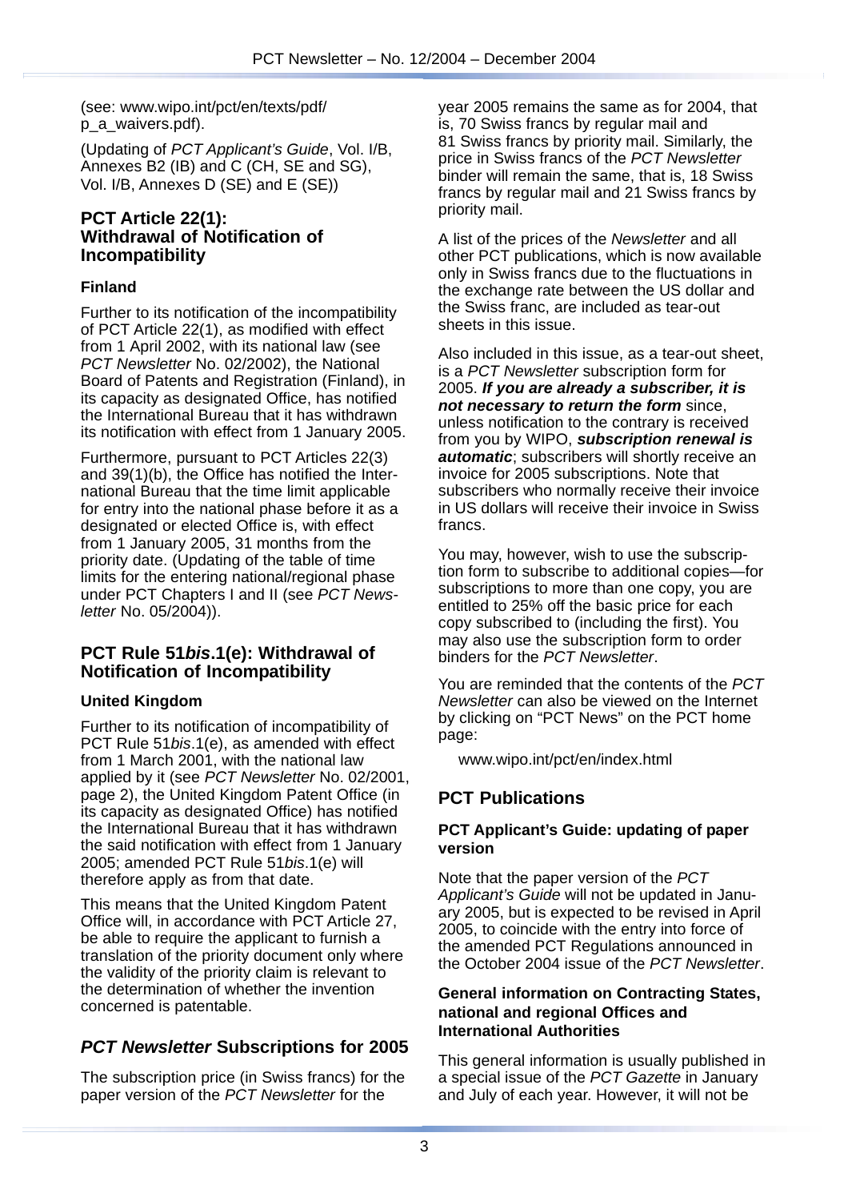(see: www.wipo.int/pct/en/texts/pdf/p_a_waivers.pdf).

(Updating of *PCT Applicant's Guide*, Vol. I/B, Annexes B2 (IB) and C (CH, SE and SG), Vol. I/B, Annexes D (SE) and E (SE))

## PCT Article 22(1): Withdrawal of Notification of Incompatibility

### Finland

Further to its notification of the incompatibility of PCT Article 22(1), as modified with effect from 1 April 2002, with its national law (see *PCT Newsletter* No. 02/2002), the National Board of Patents and Registration (Finland), in its capacity as designated Office, has notified the International Bureau that it has withdrawn its notification with effect from 1 January 2005.

Furthermore, pursuant to PCT Articles 22(3) and 39(1)(b), the Office has notified the International Bureau that the time limit applicable for entry into the national phase before it as a designated or elected Office is, with effect from 1 January 2005, 31 months from the priority date. (Updating of the table of time limits for the entering national/regional phase under PCT Chapters I and II (see *PCT Newsletter* No. 05/2004)).

## PCT Rule 51*bis*.1(e): Withdrawal of Notification of Incompatibility

### United Kingdom

Further to its notification of incompatibility of PCT Rule 51*bis*.1(e), as amended with effect from 1 March 2001, with the national law applied by it (see *PCT Newsletter* No. 02/2001, page 2), the United Kingdom Patent Office (in its capacity as designated Office) has notified the International Bureau that it has withdrawn the said notification with effect from 1 January 2005; amended PCT Rule 51*bis*.1(e) will therefore apply as from that date.

This means that the United Kingdom Patent Office will, in accordance with PCT Article 27, be able to require the applicant to furnish a translation of the priority document only where the validity of the priority claim is relevant to the determination of whether the invention concerned is patentable.

## *PCT Newsletter* Subscriptions for 2005

The subscription price (in Swiss francs) for the paper version of the *PCT Newsletter* for the year 2005 remains the same as for 2004, that is, 70 Swiss francs by regular mail and 81 Swiss francs by priority mail. Similarly, the price in Swiss francs of the *PCT Newsletter* binder will remain the same, that is, 18 Swiss francs by regular mail and 21 Swiss francs by priority mail.

A list of the prices of the *Newsletter* and all other PCT publications, which is now available only in Swiss francs due to the fluctuations in the exchange rate between the US dollar and the Swiss franc, are included as tear-out sheets in this issue.

Also included in this issue, as a tear-out sheet, is a *PCT Newsletter* subscription form for 2005. ***If you are already a subscriber, it is not necessary to return the form*** since, unless notification to the contrary is received from you by WIPO, ***subscription renewal is automatic***; subscribers will shortly receive an invoice for 2005 subscriptions. Note that subscribers who normally receive their invoice in US dollars will receive their invoice in Swiss francs.

You may, however, wish to use the subscription form to subscribe to additional copies—for subscriptions to more than one copy, you are entitled to 25% off the basic price for each copy subscribed to (including the first). You may also use the subscription form to order binders for the *PCT Newsletter*.

You are reminded that the contents of the *PCT Newsletter* can also be viewed on the Internet by clicking on "PCT News" on the PCT home page:

www.wipo.int/pct/en/index.html

## PCT Publications

### PCT Applicant's Guide: updating of paper version

Note that the paper version of the *PCT Applicant's Guide* will not be updated in January 2005, but is expected to be revised in April 2005, to coincide with the entry into force of the amended PCT Regulations announced in the October 2004 issue of the *PCT Newsletter*.

### General information on Contracting States, national and regional Offices and International Authorities

This general information is usually published in a special issue of the *PCT Gazette* in January and July of each year. However, it will not be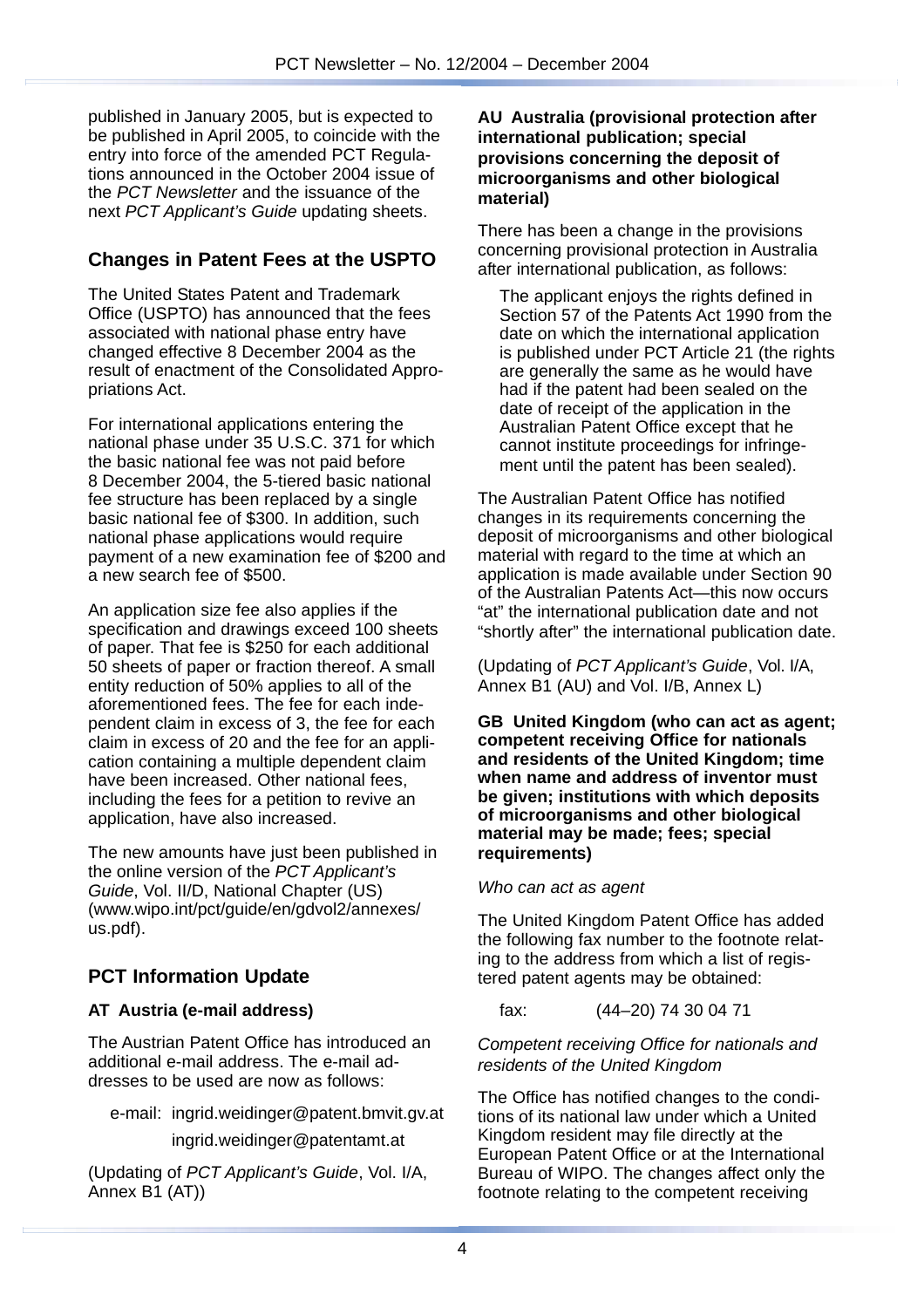published in January 2005, but is expected to be published in April 2005, to coincide with the entry into force of the amended PCT Regulations announced in the October 2004 issue of the *PCT Newsletter* and the issuance of the next *PCT Applicant's Guide* updating sheets.

## Changes in Patent Fees at the USPTO

The United States Patent and Trademark Office (USPTO) has announced that the fees associated with national phase entry have changed effective 8 December 2004 as the result of enactment of the Consolidated Appropriations Act.

For international applications entering the national phase under 35 U.S.C. 371 for which the basic national fee was not paid before 8 December 2004, the 5-tiered basic national fee structure has been replaced by a single basic national fee of $300. In addition, such national phase applications would require payment of a new examination fee of $200 and a new search fee of $500.

An application size fee also applies if the specification and drawings exceed 100 sheets of paper. That fee is $250 for each additional 50 sheets of paper or fraction thereof. A small entity reduction of 50% applies to all of the aforementioned fees. The fee for each independent claim in excess of 3, the fee for each claim in excess of 20 and the fee for an application containing a multiple dependent claim have been increased. Other national fees, including the fees for a petition to revive an application, have also increased.

The new amounts have just been published in the online version of the *PCT Applicant's Guide*, Vol. II/D, National Chapter (US) (www.wipo.int/pct/guide/en/gdvol2/annexes/us.pdf).

## PCT Information Update

**AT Austria (e-mail address)**

The Austrian Patent Office has introduced an additional e-mail address. The e-mail addresses to be used are now as follows:

e-mail: ingrid.weidinger@patent.bmvit.gv.at
ingrid.weidinger@patentamt.at

(Updating of *PCT Applicant's Guide*, Vol. I/A, Annex B1 (AT))

**AU Australia (provisional protection after international publication; special provisions concerning the deposit of microorganisms and other biological material)**

There has been a change in the provisions concerning provisional protection in Australia after international publication, as follows:

> The applicant enjoys the rights defined in Section 57 of the Patents Act 1990 from the date on which the international application is published under PCT Article 21 (the rights are generally the same as he would have had if the patent had been sealed on the date of receipt of the application in the Australian Patent Office except that he cannot institute proceedings for infringement until the patent has been sealed).

The Australian Patent Office has notified changes in its requirements concerning the deposit of microorganisms and other biological material with regard to the time at which an application is made available under Section 90 of the Australian Patents Act—this now occurs "at" the international publication date and not "shortly after" the international publication date.

(Updating of *PCT Applicant's Guide*, Vol. I/A, Annex B1 (AU) and Vol. I/B, Annex L)

**GB United Kingdom (who can act as agent; competent receiving Office for nationals and residents of the United Kingdom; time when name and address of inventor must be given; institutions with which deposits of microorganisms and other biological material may be made; fees; special requirements)**

*Who can act as agent*

The United Kingdom Patent Office has added the following fax number to the footnote relating to the address from which a list of registered patent agents may be obtained:

fax: (44–20) 74 30 04 71

*Competent receiving Office for nationals and residents of the United Kingdom*

The Office has notified changes to the conditions of its national law under which a United Kingdom resident may file directly at the European Patent Office or at the International Bureau of WIPO. The changes affect only the footnote relating to the competent receiving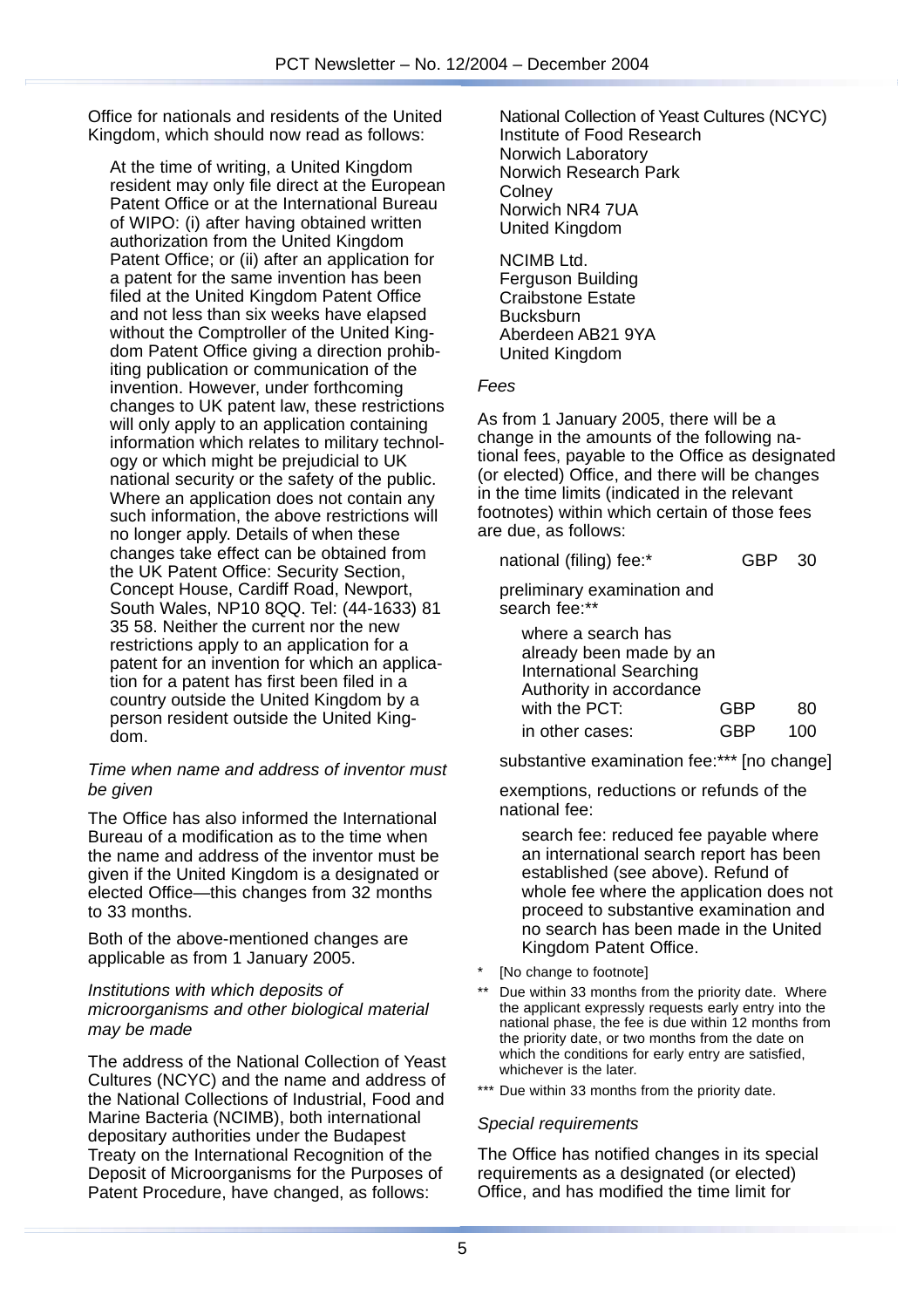Office for nationals and residents of the United Kingdom, which should now read as follows:

> At the time of writing, a United Kingdom resident may only file direct at the European Patent Office or at the International Bureau of WIPO: (i) after having obtained written authorization from the United Kingdom Patent Office; or (ii) after an application for a patent for the same invention has been filed at the United Kingdom Patent Office and not less than six weeks have elapsed without the Comptroller of the United Kingdom Patent Office giving a direction prohibiting publication or communication of the invention. However, under forthcoming changes to UK patent law, these restrictions will only apply to an application containing information which relates to military technology or which might be prejudicial to UK national security or the safety of the public. Where an application does not contain any such information, the above restrictions will no longer apply. Details of when these changes take effect can be obtained from the UK Patent Office: Security Section, Concept House, Cardiff Road, Newport, South Wales, NP10 8QQ. Tel: (44-1633) 81 35 58. Neither the current nor the new restrictions apply to an application for a patent for an invention for which an application for a patent has first been filed in a country outside the United Kingdom by a person resident outside the United Kingdom.

*Time when name and address of inventor must be given*

The Office has also informed the International Bureau of a modification as to the time when the name and address of the inventor must be given if the United Kingdom is a designated or elected Office—this changes from 32 months to 33 months.

Both of the above-mentioned changes are applicable as from 1 January 2005.

*Institutions with which deposits of microorganisms and other biological material may be made*

The address of the National Collection of Yeast Cultures (NCYC) and the name and address of the National Collections of Industrial, Food and Marine Bacteria (NCIMB), both international depositary authorities under the Budapest Treaty on the International Recognition of the Deposit of Microorganisms for the Purposes of Patent Procedure, have changed, as follows:

> National Collection of Yeast Cultures (NCYC)
> Institute of Food Research
> Norwich Laboratory
> Norwich Research Park
> Colney
> Norwich NR4 7UA
> United Kingdom

> NCIMB Ltd.
> Ferguson Building
> Craibstone Estate
> Bucksburn
> Aberdeen AB21 9YA
> United Kingdom

*Fees*

As from 1 January 2005, there will be a change in the amounts of the following national fees, payable to the Office as designated (or elected) Office, and there will be changes in the time limits (indicated in the relevant footnotes) within which certain of those fees are due, as follows:

| | | |
|---|---|---|
| national (filing) fee:* | GBP | 30 |
| preliminary examination and search fee:** | | |
| where a search has already been made by an International Searching Authority in accordance with the PCT: | GBP | 80 |
| in other cases: | GBP | 100 |

substantive examination fee:*** [no change]

exemptions, reductions or refunds of the national fee:

> search fee: reduced fee payable where an international search report has been established (see above). Refund of whole fee where the application does not proceed to substantive examination and no search has been made in the United Kingdom Patent Office.

\* [No change to footnote]

** Due within 33 months from the priority date. Where the applicant expressly requests early entry into the national phase, the fee is due within 12 months from the priority date, or two months from the date on which the conditions for early entry are satisfied, whichever is the later.

*** Due within 33 months from the priority date.

*Special requirements*

The Office has notified changes in its special requirements as a designated (or elected) Office, and has modified the time limit for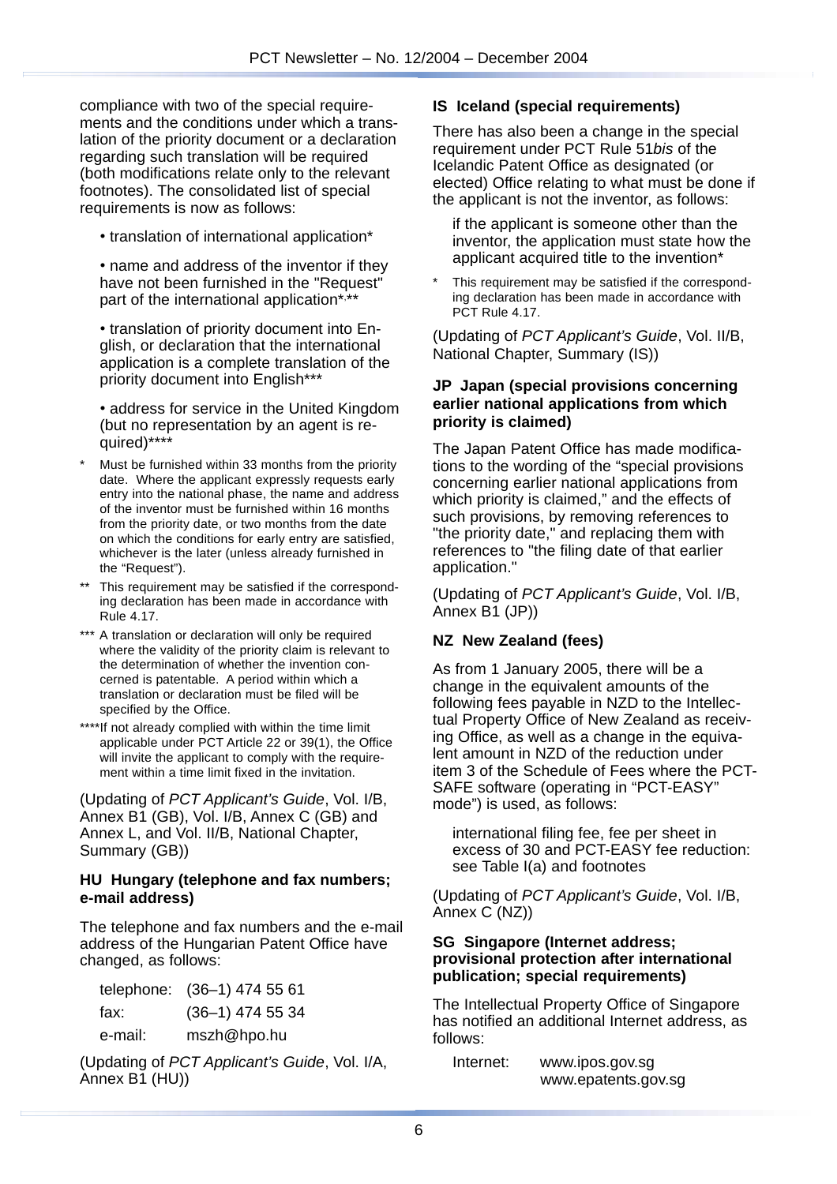compliance with two of the special requirements and the conditions under which a translation of the priority document or a declaration regarding such translation will be required (both modifications relate only to the relevant footnotes). The consolidated list of special requirements is now as follows:

- translation of international application*
- name and address of the inventor if they have not been furnished in the "Request" part of the international application*,**
- translation of priority document into English, or declaration that the international application is a complete translation of the priority document into English***
- address for service in the United Kingdom (but no representation by an agent is required)****

\* Must be furnished within 33 months from the priority date. Where the applicant expressly requests early entry into the national phase, the name and address of the inventor must be furnished within 16 months from the priority date, or two months from the date on which the conditions for early entry are satisfied, whichever is the later (unless already furnished in the "Request").

\** This requirement may be satisfied if the corresponding declaration has been made in accordance with Rule 4.17.

\*** A translation or declaration will only be required where the validity of the priority claim is relevant to the determination of whether the invention concerned is patentable. A period within which a translation or declaration must be filed will be specified by the Office.

\****If not already complied with within the time limit applicable under PCT Article 22 or 39(1), the Office will invite the applicant to comply with the requirement within a time limit fixed in the invitation.

(Updating of *PCT Applicant's Guide*, Vol. I/B, Annex B1 (GB), Vol. I/B, Annex C (GB) and Annex L, and Vol. II/B, National Chapter, Summary (GB))

**HU Hungary (telephone and fax numbers; e-mail address)**

The telephone and fax numbers and the e-mail address of the Hungarian Patent Office have changed, as follows:

| | |
|---|---|
| telephone: | (36–1) 474 55 61 |
| fax: | (36–1) 474 55 34 |
| e-mail: | mszh@hpo.hu |

(Updating of *PCT Applicant's Guide*, Vol. I/A, Annex B1 (HU))

**IS Iceland (special requirements)**

There has also been a change in the special requirement under PCT Rule 51*bis* of the Icelandic Patent Office as designated (or elected) Office relating to what must be done if the applicant is not the inventor, as follows:

> if the applicant is someone other than the inventor, the application must state how the applicant acquired title to the invention*

\* This requirement may be satisfied if the corresponding declaration has been made in accordance with PCT Rule 4.17.

(Updating of *PCT Applicant's Guide*, Vol. II/B, National Chapter, Summary (IS))

**JP Japan (special provisions concerning earlier national applications from which priority is claimed)**

The Japan Patent Office has made modifications to the wording of the "special provisions concerning earlier national applications from which priority is claimed," and the effects of such provisions, by removing references to "the priority date," and replacing them with references to "the filing date of that earlier application."

(Updating of *PCT Applicant's Guide*, Vol. I/B, Annex B1 (JP))

**NZ New Zealand (fees)**

As from 1 January 2005, there will be a change in the equivalent amounts of the following fees payable in NZD to the Intellectual Property Office of New Zealand as receiving Office, as well as a change in the equivalent amount in NZD of the reduction under item 3 of the Schedule of Fees where the PCT-SAFE software (operating in "PCT-EASY" mode") is used, as follows:

> international filing fee, fee per sheet in excess of 30 and PCT-EASY fee reduction: see Table I(a) and footnotes

(Updating of *PCT Applicant's Guide*, Vol. I/B, Annex C (NZ))

**SG Singapore (Internet address; provisional protection after international publication; special requirements)**

The Intellectual Property Office of Singapore has notified an additional Internet address, as follows:

| | |
|---|---|
| Internet: | www.ipos.gov.sg |
| | www.epatents.gov.sg |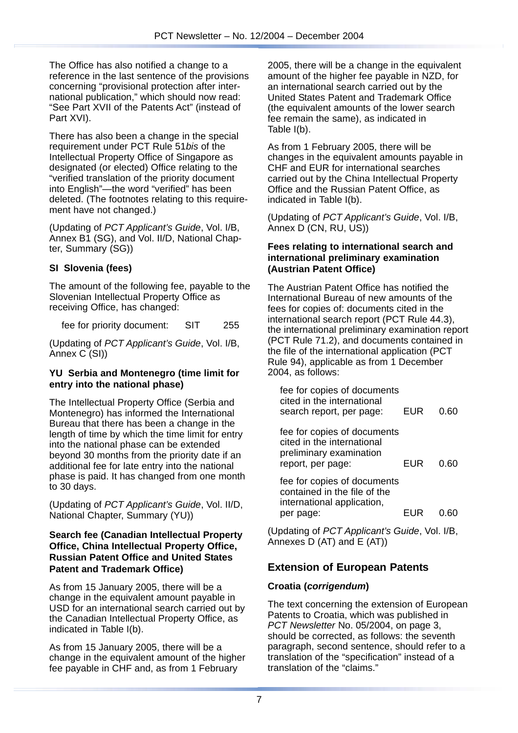The Office has also notified a change to a reference in the last sentence of the provisions concerning "provisional protection after international publication," which should now read: "See Part XVII of the Patents Act" (instead of Part XVI).

There has also been a change in the special requirement under PCT Rule 51*bis* of the Intellectual Property Office of Singapore as designated (or elected) Office relating to the "verified translation of the priority document into English"—the word "verified" has been deleted. (The footnotes relating to this requirement have not changed.)

(Updating of *PCT Applicant's Guide*, Vol. I/B, Annex B1 (SG), and Vol. II/D, National Chapter, Summary (SG))

**SI Slovenia (fees)**

The amount of the following fee, payable to the Slovenian Intellectual Property Office as receiving Office, has changed:

| | | |
|---|---|---|
| fee for priority document: | SIT | 255 |

(Updating of *PCT Applicant's Guide*, Vol. I/B, Annex C (SI))

**YU Serbia and Montenegro (time limit for entry into the national phase)**

The Intellectual Property Office (Serbia and Montenegro) has informed the International Bureau that there has been a change in the length of time by which the time limit for entry into the national phase can be extended beyond 30 months from the priority date if an additional fee for late entry into the national phase is paid. It has changed from one month to 30 days.

(Updating of *PCT Applicant's Guide*, Vol. II/D, National Chapter, Summary (YU))

**Search fee (Canadian Intellectual Property Office, China Intellectual Property Office, Russian Patent Office and United States Patent and Trademark Office)**

As from 15 January 2005, there will be a change in the equivalent amount payable in USD for an international search carried out by the Canadian Intellectual Property Office, as indicated in Table I(b).

As from 15 January 2005, there will be a change in the equivalent amount of the higher fee payable in CHF and, as from 1 February 2005, there will be a change in the equivalent amount of the higher fee payable in NZD, for an international search carried out by the United States Patent and Trademark Office (the equivalent amounts of the lower search fee remain the same), as indicated in Table I(b).

As from 1 February 2005, there will be changes in the equivalent amounts payable in CHF and EUR for international searches carried out by the China Intellectual Property Office and the Russian Patent Office, as indicated in Table I(b).

(Updating of *PCT Applicant's Guide*, Vol. I/B, Annex D (CN, RU, US))

**Fees relating to international search and international preliminary examination (Austrian Patent Office)**

The Austrian Patent Office has notified the International Bureau of new amounts of the fees for copies of: documents cited in the international search report (PCT Rule 44.3), the international preliminary examination report (PCT Rule 71.2), and documents contained in the file of the international application (PCT Rule 94), applicable as from 1 December 2004, as follows:

| | | |
|---|---|---|
| fee for copies of documents cited in the international search report, per page: | EUR | 0.60 |
| fee for copies of documents cited in the international preliminary examination report, per page: | EUR | 0.60 |
| fee for copies of documents contained in the file of the international application, per page: | EUR | 0.60 |

(Updating of *PCT Applicant's Guide*, Vol. I/B, Annexes D (AT) and E (AT))

## Extension of European Patents

**Croatia (*corrigendum*)**

The text concerning the extension of European Patents to Croatia, which was published in *PCT Newsletter* No. 05/2004, on page 3, should be corrected, as follows: the seventh paragraph, second sentence, should refer to a translation of the "specification" instead of a translation of the "claims."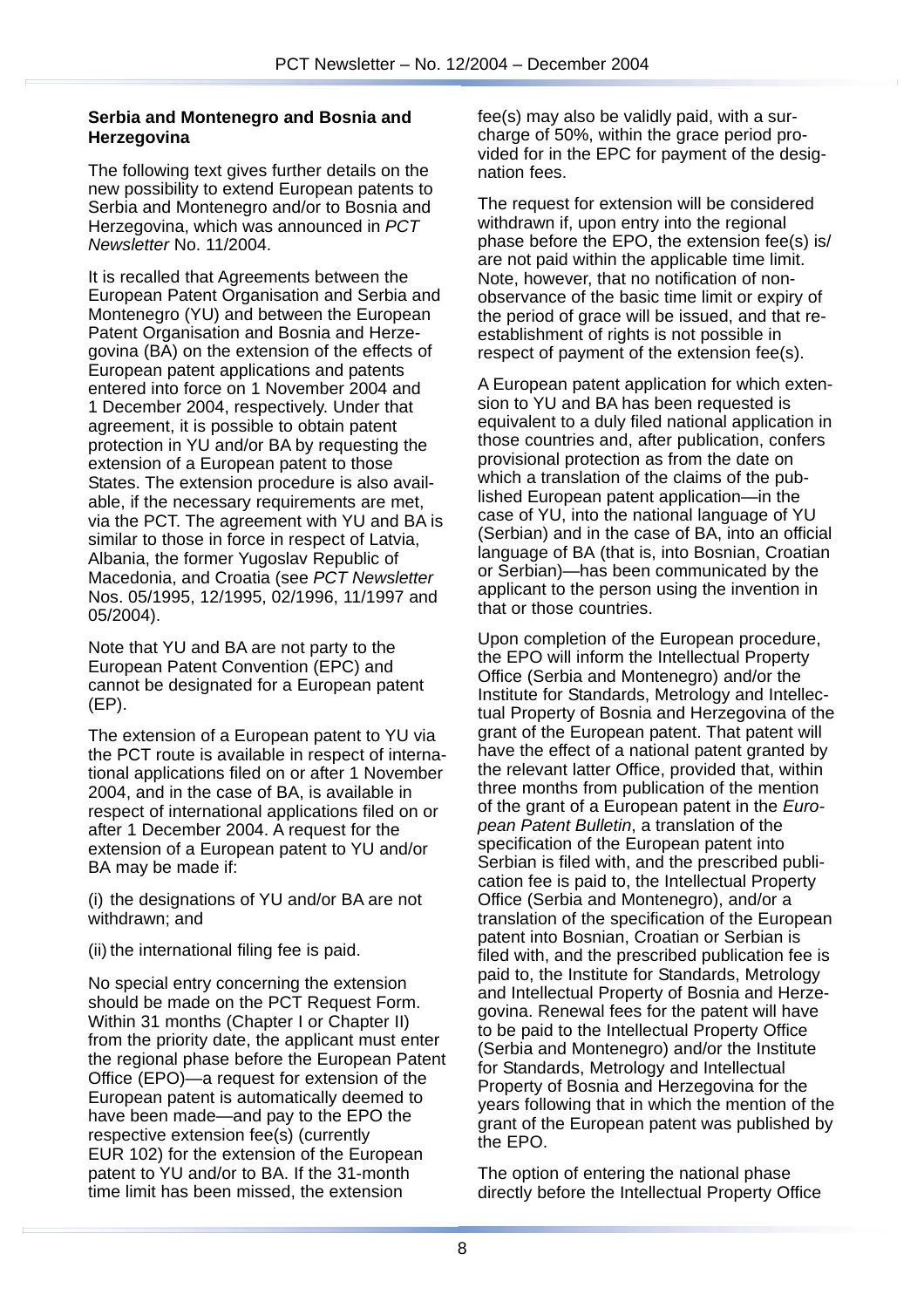**Serbia and Montenegro and Bosnia and Herzegovina**

The following text gives further details on the new possibility to extend European patents to Serbia and Montenegro and/or to Bosnia and Herzegovina, which was announced in *PCT Newsletter* No. 11/2004.

It is recalled that Agreements between the European Patent Organisation and Serbia and Montenegro (YU) and between the European Patent Organisation and Bosnia and Herzegovina (BA) on the extension of the effects of European patent applications and patents entered into force on 1 November 2004 and 1 December 2004, respectively. Under that agreement, it is possible to obtain patent protection in YU and/or BA by requesting the extension of a European patent to those States. The extension procedure is also available, if the necessary requirements are met, via the PCT. The agreement with YU and BA is similar to those in force in respect of Latvia, Albania, the former Yugoslav Republic of Macedonia, and Croatia (see *PCT Newsletter* Nos. 05/1995, 12/1995, 02/1996, 11/1997 and 05/2004).

Note that YU and BA are not party to the European Patent Convention (EPC) and cannot be designated for a European patent (EP).

The extension of a European patent to YU via the PCT route is available in respect of international applications filed on or after 1 November 2004, and in the case of BA, is available in respect of international applications filed on or after 1 December 2004. A request for the extension of a European patent to YU and/or BA may be made if:

(i) the designations of YU and/or BA are not withdrawn; and

(ii) the international filing fee is paid.

No special entry concerning the extension should be made on the PCT Request Form. Within 31 months (Chapter I or Chapter II) from the priority date, the applicant must enter the regional phase before the European Patent Office (EPO)—a request for extension of the European patent is automatically deemed to have been made—and pay to the EPO the respective extension fee(s) (currently EUR 102) for the extension of the European patent to YU and/or to BA. If the 31-month time limit has been missed, the extension fee(s) may also be validly paid, with a surcharge of 50%, within the grace period provided for in the EPC for payment of the designation fees.

The request for extension will be considered withdrawn if, upon entry into the regional phase before the EPO, the extension fee(s) is/are not paid within the applicable time limit. Note, however, that no notification of non-observance of the basic time limit or expiry of the period of grace will be issued, and that re-establishment of rights is not possible in respect of payment of the extension fee(s).

A European patent application for which extension to YU and BA has been requested is equivalent to a duly filed national application in those countries and, after publication, confers provisional protection as from the date on which a translation of the claims of the published European patent application—in the case of YU, into the national language of YU (Serbian) and in the case of BA, into an official language of BA (that is, into Bosnian, Croatian or Serbian)—has been communicated by the applicant to the person using the invention in that or those countries.

Upon completion of the European procedure, the EPO will inform the Intellectual Property Office (Serbia and Montenegro) and/or the Institute for Standards, Metrology and Intellectual Property of Bosnia and Herzegovina of the grant of the European patent. That patent will have the effect of a national patent granted by the relevant latter Office, provided that, within three months from publication of the mention of the grant of a European patent in the *European Patent Bulletin*, a translation of the specification of the European patent into Serbian is filed with, and the prescribed publication fee is paid to, the Intellectual Property Office (Serbia and Montenegro), and/or a translation of the specification of the European patent into Bosnian, Croatian or Serbian is filed with, and the prescribed publication fee is paid to, the Institute for Standards, Metrology and Intellectual Property of Bosnia and Herzegovina. Renewal fees for the patent will have to be paid to the Intellectual Property Office (Serbia and Montenegro) and/or the Institute for Standards, Metrology and Intellectual Property of Bosnia and Herzegovina for the years following that in which the mention of the grant of the European patent was published by the EPO.

The option of entering the national phase directly before the Intellectual Property Office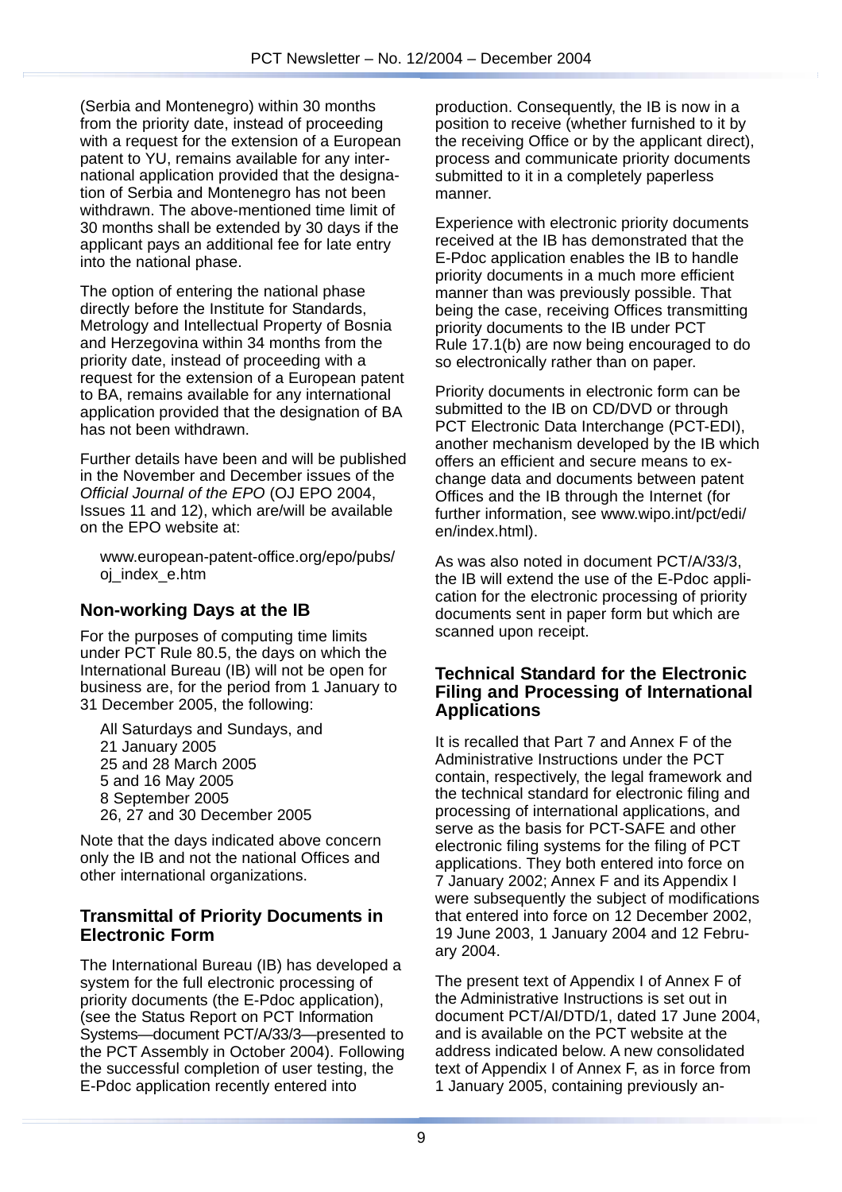(Serbia and Montenegro) within 30 months from the priority date, instead of proceeding with a request for the extension of a European patent to YU, remains available for any international application provided that the designation of Serbia and Montenegro has not been withdrawn. The above-mentioned time limit of 30 months shall be extended by 30 days if the applicant pays an additional fee for late entry into the national phase.

The option of entering the national phase directly before the Institute for Standards, Metrology and Intellectual Property of Bosnia and Herzegovina within 34 months from the priority date, instead of proceeding with a request for the extension of a European patent to BA, remains available for any international application provided that the designation of BA has not been withdrawn.

Further details have been and will be published in the November and December issues of the *Official Journal of the EPO* (OJ EPO 2004, Issues 11 and 12), which are/will be available on the EPO website at:

www.european-patent-office.org/epo/pubs/oj_index_e.htm

### Non-working Days at the IB

For the purposes of computing time limits under PCT Rule 80.5, the days on which the International Bureau (IB) will not be open for business are, for the period from 1 January to 31 December 2005, the following:

All Saturdays and Sundays, and
21 January 2005
25 and 28 March 2005
5 and 16 May 2005
8 September 2005
26, 27 and 30 December 2005

Note that the days indicated above concern only the IB and not the national Offices and other international organizations.

### Transmittal of Priority Documents in Electronic Form

The International Bureau (IB) has developed a system for the full electronic processing of priority documents (the E-Pdoc application), (see the Status Report on PCT Information Systems—document PCT/A/33/3—presented to the PCT Assembly in October 2004). Following the successful completion of user testing, the E-Pdoc application recently entered into production. Consequently, the IB is now in a position to receive (whether furnished to it by the receiving Office or by the applicant direct), process and communicate priority documents submitted to it in a completely paperless manner.

Experience with electronic priority documents received at the IB has demonstrated that the E-Pdoc application enables the IB to handle priority documents in a much more efficient manner than was previously possible. That being the case, receiving Offices transmitting priority documents to the IB under PCT Rule 17.1(b) are now being encouraged to do so electronically rather than on paper.

Priority documents in electronic form can be submitted to the IB on CD/DVD or through PCT Electronic Data Interchange (PCT-EDI), another mechanism developed by the IB which offers an efficient and secure means to exchange data and documents between patent Offices and the IB through the Internet (for further information, see www.wipo.int/pct/edi/en/index.html).

As was also noted in document PCT/A/33/3, the IB will extend the use of the E-Pdoc application for the electronic processing of priority documents sent in paper form but which are scanned upon receipt.

### Technical Standard for the Electronic Filing and Processing of International Applications

It is recalled that Part 7 and Annex F of the Administrative Instructions under the PCT contain, respectively, the legal framework and the technical standard for electronic filing and processing of international applications, and serve as the basis for PCT-SAFE and other electronic filing systems for the filing of PCT applications. They both entered into force on 7 January 2002; Annex F and its Appendix I were subsequently the subject of modifications that entered into force on 12 December 2002, 19 June 2003, 1 January 2004 and 12 February 2004.

The present text of Appendix I of Annex F of the Administrative Instructions is set out in document PCT/AI/DTD/1, dated 17 June 2004, and is available on the PCT website at the address indicated below. A new consolidated text of Appendix I of Annex F, as in force from 1 January 2005, containing previously an-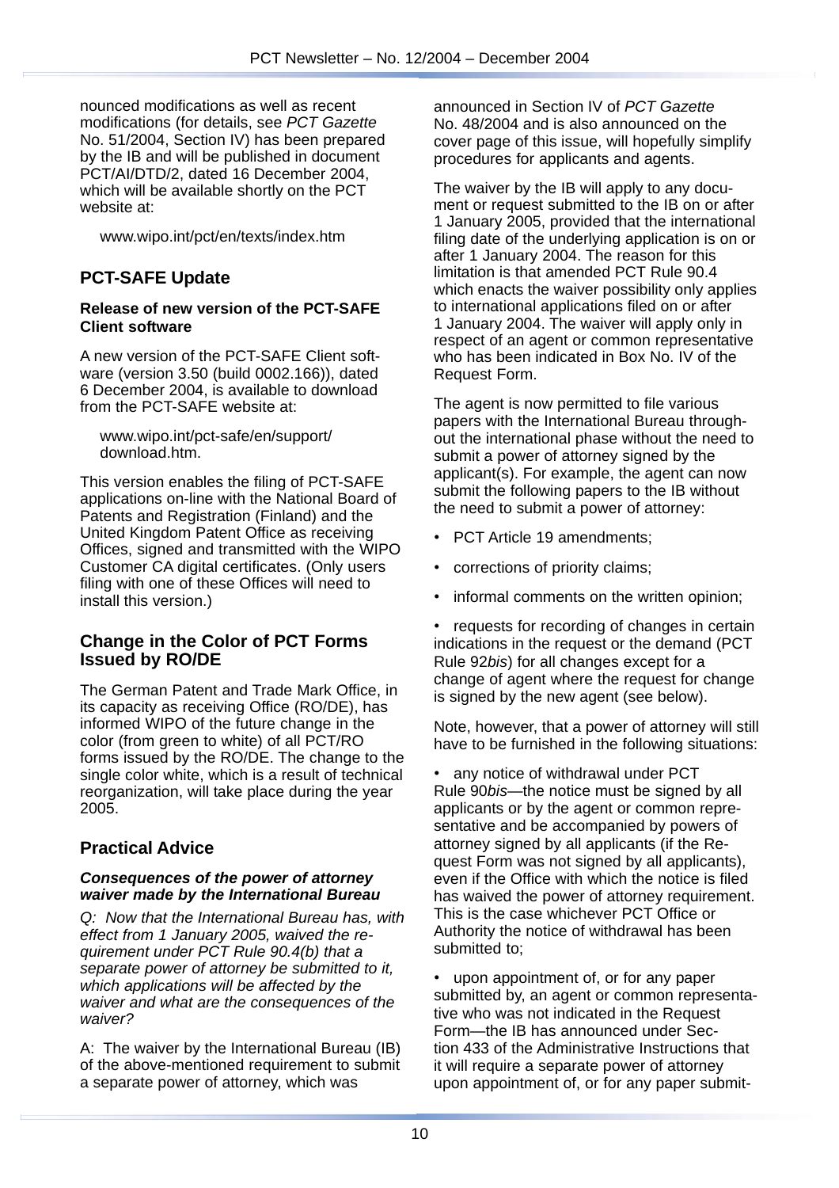nounced modifications as well as recent modifications (for details, see *PCT Gazette* No. 51/2004, Section IV) has been prepared by the IB and will be published in document PCT/AI/DTD/2, dated 16 December 2004, which will be available shortly on the PCT website at:

www.wipo.int/pct/en/texts/index.htm

## PCT-SAFE Update

### Release of new version of the PCT-SAFE Client software

A new version of the PCT-SAFE Client software (version 3.50 (build 0002.166)), dated 6 December 2004, is available to download from the PCT-SAFE website at:

www.wipo.int/pct-safe/en/support/download.htm.

This version enables the filing of PCT-SAFE applications on-line with the National Board of Patents and Registration (Finland) and the United Kingdom Patent Office as receiving Offices, signed and transmitted with the WIPO Customer CA digital certificates. (Only users filing with one of these Offices will need to install this version.)

## Change in the Color of PCT Forms Issued by RO/DE

The German Patent and Trade Mark Office, in its capacity as receiving Office (RO/DE), has informed WIPO of the future change in the color (from green to white) of all PCT/RO forms issued by the RO/DE. The change to the single color white, which is a result of technical reorganization, will take place during the year 2005.

## Practical Advice

### *Consequences of the power of attorney waiver made by the International Bureau*

*Q: Now that the International Bureau has, with effect from 1 January 2005, waived the requirement under PCT Rule 90.4(b) that a separate power of attorney be submitted to it, which applications will be affected by the waiver and what are the consequences of the waiver?*

A: The waiver by the International Bureau (IB) of the above-mentioned requirement to submit a separate power of attorney, which was announced in Section IV of *PCT Gazette* No. 48/2004 and is also announced on the cover page of this issue, will hopefully simplify procedures for applicants and agents.

The waiver by the IB will apply to any document or request submitted to the IB on or after 1 January 2005, provided that the international filing date of the underlying application is on or after 1 January 2004. The reason for this limitation is that amended PCT Rule 90.4 which enacts the waiver possibility only applies to international applications filed on or after 1 January 2004. The waiver will apply only in respect of an agent or common representative who has been indicated in Box No. IV of the Request Form.

The agent is now permitted to file various papers with the International Bureau throughout the international phase without the need to submit a power of attorney signed by the applicant(s). For example, the agent can now submit the following papers to the IB without the need to submit a power of attorney:

- PCT Article 19 amendments;
- corrections of priority claims;
- informal comments on the written opinion;
- requests for recording of changes in certain indications in the request or the demand (PCT Rule 92*bis*) for all changes except for a change of agent where the request for change is signed by the new agent (see below).

Note, however, that a power of attorney will still have to be furnished in the following situations:

- any notice of withdrawal under PCT Rule 90*bis*—the notice must be signed by all applicants or by the agent or common representative and be accompanied by powers of attorney signed by all applicants (if the Request Form was not signed by all applicants), even if the Office with which the notice is filed has waived the power of attorney requirement. This is the case whichever PCT Office or Authority the notice of withdrawal has been submitted to;
- upon appointment of, or for any paper submitted by, an agent or common representative who was not indicated in the Request Form—the IB has announced under Section 433 of the Administrative Instructions that it will require a separate power of attorney upon appointment of, or for any paper submit-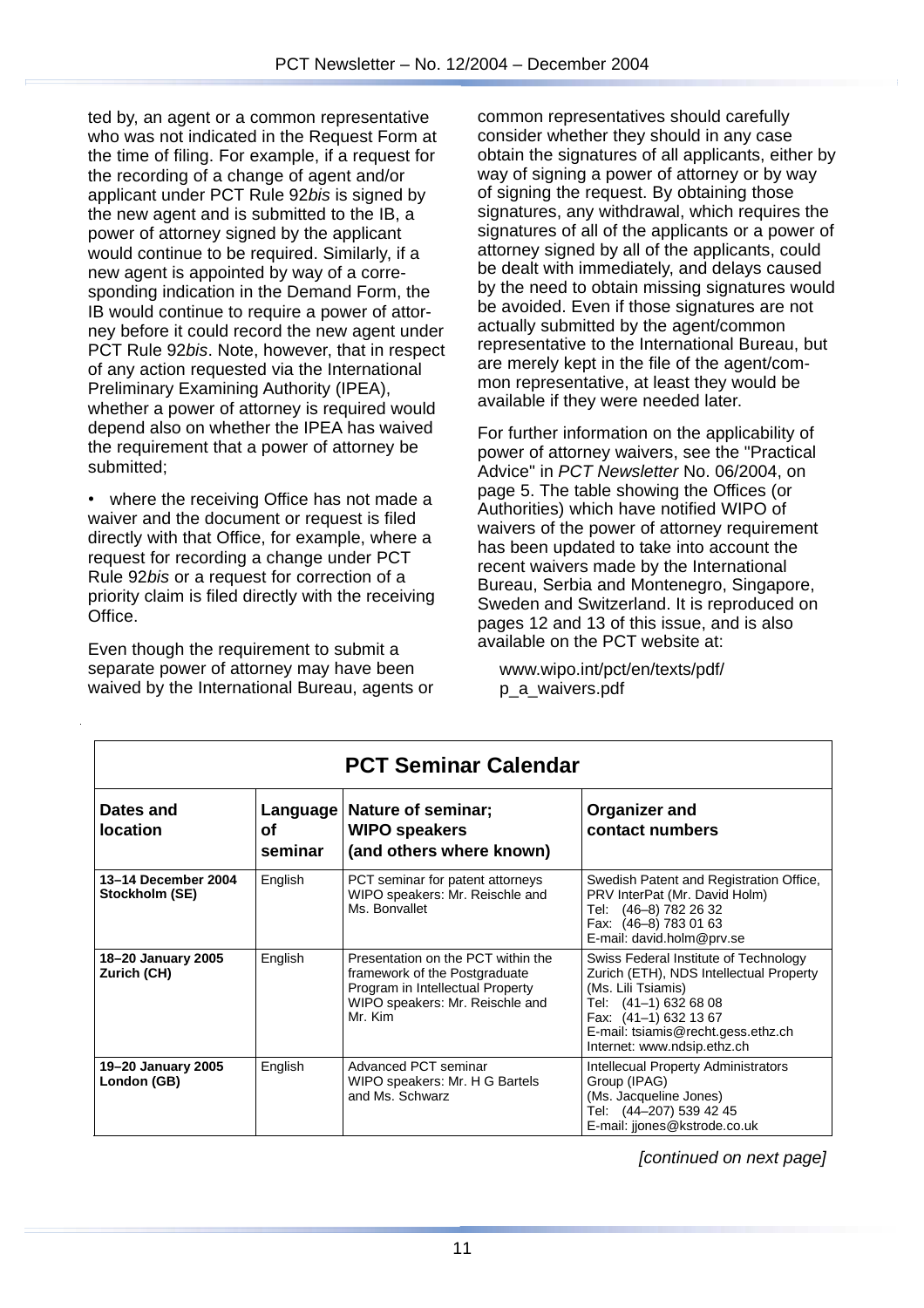ted by, an agent or a common representative who was not indicated in the Request Form at the time of filing. For example, if a request for the recording of a change of agent and/or applicant under PCT Rule 92*bis* is signed by the new agent and is submitted to the IB, a power of attorney signed by the applicant would continue to be required. Similarly, if a new agent is appointed by way of a corresponding indication in the Demand Form, the IB would continue to require a power of attorney before it could record the new agent under PCT Rule 92*bis*. Note, however, that in respect of any action requested via the International Preliminary Examining Authority (IPEA), whether a power of attorney is required would depend also on whether the IPEA has waived the requirement that a power of attorney be submitted;

- where the receiving Office has not made a waiver and the document or request is filed directly with that Office, for example, where a request for recording a change under PCT Rule 92*bis* or a request for correction of a priority claim is filed directly with the receiving Office.

Even though the requirement to submit a separate power of attorney may have been waived by the International Bureau, agents or common representatives should carefully consider whether they should in any case obtain the signatures of all applicants, either by way of signing a power of attorney or by way of signing the request. By obtaining those signatures, any withdrawal, which requires the signatures of all of the applicants or a power of attorney signed by all of the applicants, could be dealt with immediately, and delays caused by the need to obtain missing signatures would be avoided. Even if those signatures are not actually submitted by the agent/common representative to the International Bureau, but are merely kept in the file of the agent/common representative, at least they would be available if they were needed later.

For further information on the applicability of power of attorney waivers, see the "Practical Advice" in *PCT Newsletter* No. 06/2004, on page 5. The table showing the Offices (or Authorities) which have notified WIPO of waivers of the power of attorney requirement has been updated to take into account the recent waivers made by the International Bureau, Serbia and Montenegro, Singapore, Sweden and Switzerland. It is reproduced on pages 12 and 13 of this issue, and is also available on the PCT website at:

www.wipo.int/pct/en/texts/pdf/p_a_waivers.pdf

## PCT Seminar Calendar

| Dates and location | Language of seminar | Nature of seminar; WIPO speakers (and others where known) | Organizer and contact numbers |
|---|---|---|---|
| **13–14 December 2004 Stockholm (SE)** | English | PCT seminar for patent attorneys<br>WIPO speakers: Mr. Reischle and Ms. Bonvallet | Swedish Patent and Registration Office, PRV InterPat (Mr. David Holm)<br>Tel: (46–8) 782 26 32<br>Fax: (46–8) 783 01 63<br>E-mail: david.holm@prv.se |
| **18–20 January 2005 Zurich (CH)** | English | Presentation on the PCT within the framework of the Postgraduate Program in Intellectual Property<br>WIPO speakers: Mr. Reischle and Mr. Kim | Swiss Federal Institute of Technology Zurich (ETH), NDS Intellectual Property (Ms. Lili Tsiamis)<br>Tel: (41–1) 632 68 08<br>Fax: (41–1) 632 13 67<br>E-mail: tsiamis@recht.gess.ethz.ch<br>Internet: www.ndsip.ethz.ch |
| **19–20 January 2005 London (GB)** | English | Advanced PCT seminar<br>WIPO speakers: Mr. H G Bartels and Ms. Schwarz | Intellecual Property Administrators Group (IPAG)<br>(Ms. Jacqueline Jones)<br>Tel: (44–207) 539 42 45<br>E-mail: jjones@kstrode.co.uk |

*[continued on next page]*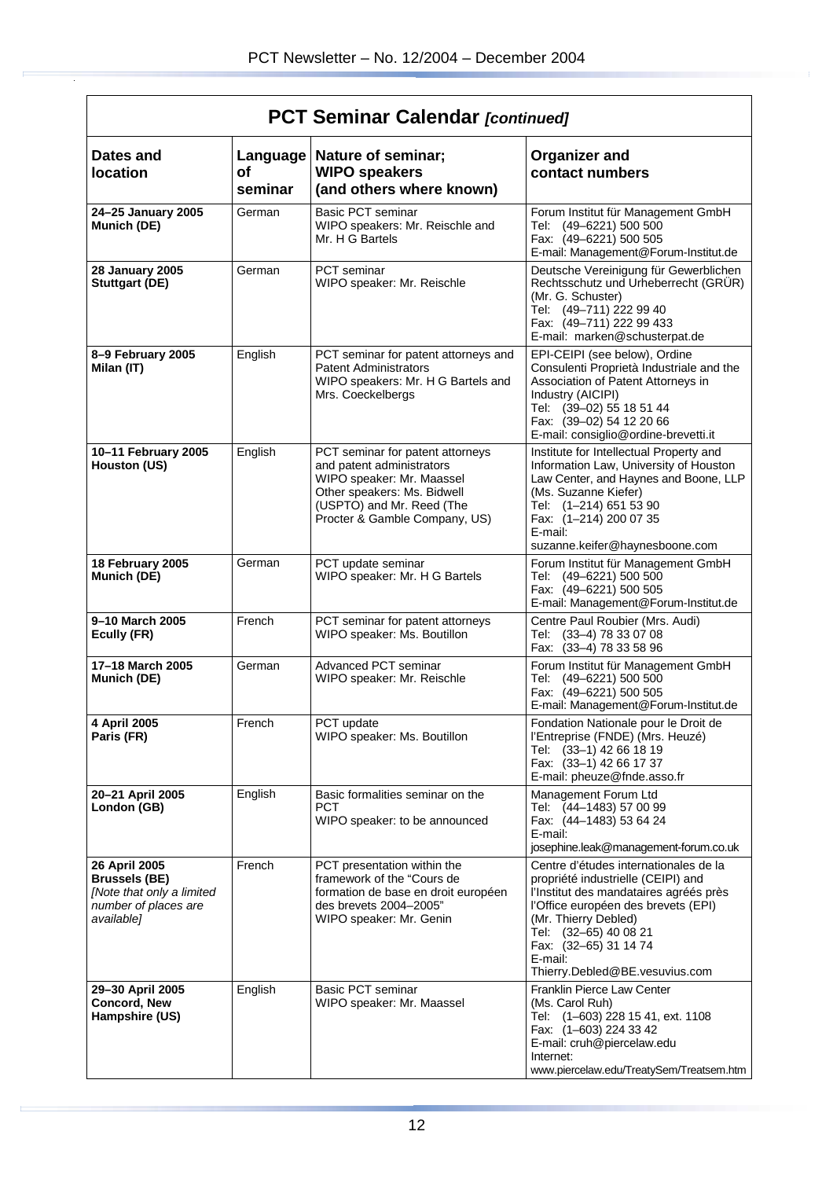## PCT Seminar Calendar *[continued]*

| Dates and location | Language of seminar | Nature of seminar; WIPO speakers (and others where known) | Organizer and contact numbers |
|---|---|---|---|
| **24–25 January 2005 Munich (DE)** | German | Basic PCT seminar<br>WIPO speakers: Mr. Reischle and Mr. H G Bartels | Forum Institut für Management GmbH<br>Tel: (49–6221) 500 500<br>Fax: (49–6221) 500 505<br>E-mail: Management@Forum-Institut.de |
| **28 January 2005 Stuttgart (DE)** | German | PCT seminar<br>WIPO speaker: Mr. Reischle | Deutsche Vereinigung für Gewerblichen Rechtsschutz und Urheberrecht (GRÜR) (Mr. G. Schuster)<br>Tel: (49–711) 222 99 40<br>Fax: (49–711) 222 99 433<br>E-mail: marken@schusterpat.de |
| **8–9 February 2005 Milan (IT)** | English | PCT seminar for patent attorneys and Patent Administrators<br>WIPO speakers: Mr. H G Bartels and Mrs. Coeckelbergs | EPI-CEIPI (see below), Ordine Consulenti Proprietà Industriale and the Association of Patent Attorneys in Industry (AICIPI)<br>Tel: (39–02) 55 18 51 44<br>Fax: (39–02) 54 12 20 66<br>E-mail: consiglio@ordine-brevetti.it |
| **10–11 February 2005 Houston (US)** | English | PCT seminar for patent attorneys and patent administrators<br>WIPO speaker: Mr. Maassel<br>Other speakers: Ms. Bidwell (USPTO) and Mr. Reed (The Procter & Gamble Company, US) | Institute for Intellectual Property and Information Law, University of Houston Law Center, and Haynes and Boone, LLP (Ms. Suzanne Kiefer)<br>Tel: (1–214) 651 53 90<br>Fax: (1–214) 200 07 35<br>E-mail: suzanne.keifer@haynesboone.com |
| **18 February 2005 Munich (DE)** | German | PCT update seminar<br>WIPO speaker: Mr. H G Bartels | Forum Institut für Management GmbH<br>Tel: (49–6221) 500 500<br>Fax: (49–6221) 500 505<br>E-mail: Management@Forum-Institut.de |
| **9–10 March 2005 Ecully (FR)** | French | PCT seminar for patent attorneys<br>WIPO speaker: Ms. Boutillon | Centre Paul Roubier (Mrs. Audi)<br>Tel: (33–4) 78 33 07 08<br>Fax: (33–4) 78 33 58 96 |
| **17–18 March 2005 Munich (DE)** | German | Advanced PCT seminar<br>WIPO speaker: Mr. Reischle | Forum Institut für Management GmbH<br>Tel: (49–6221) 500 500<br>Fax: (49–6221) 500 505<br>E-mail: Management@Forum-Institut.de |
| **4 April 2005 Paris (FR)** | French | PCT update<br>WIPO speaker: Ms. Boutillon | Fondation Nationale pour le Droit de l'Entreprise (FNDE) (Mrs. Heuzé)<br>Tel: (33–1) 42 66 18 19<br>Fax: (33–1) 42 66 17 37<br>E-mail: pheuze@fnde.asso.fr |
| **20–21 April 2005 London (GB)** | English | Basic formalities seminar on the PCT<br>WIPO speaker: to be announced | Management Forum Ltd<br>Tel: (44–1483) 57 00 99<br>Fax: (44–1483) 53 64 24<br>E-mail: josephine.leak@management-forum.co.uk |
| **26 April 2005 Brussels (BE)**<br>*[Note that only a limited number of places are available]* | French | PCT presentation within the framework of the "Cours de formation de base en droit européen des brevets 2004–2005"<br>WIPO speaker: Mr. Genin | Centre d'études internationales de la propriété industrielle (CEIPI) and l'Institut des mandataires agréés près l'Office européen des brevets (EPI) (Mr. Thierry Debled)<br>Tel: (32–65) 40 08 21<br>Fax: (32–65) 31 14 74<br>E-mail: Thierry.Debled@BE.vesuvius.com |
| **29–30 April 2005 Concord, New Hampshire (US)** | English | Basic PCT seminar<br>WIPO speaker: Mr. Maassel | Franklin Pierce Law Center (Ms. Carol Ruh)<br>Tel: (1–603) 228 15 41, ext. 1108<br>Fax: (1–603) 224 33 42<br>E-mail: cruh@piercelaw.edu<br>Internet: www.piercelaw.edu/TreatySem/Treatsem.htm |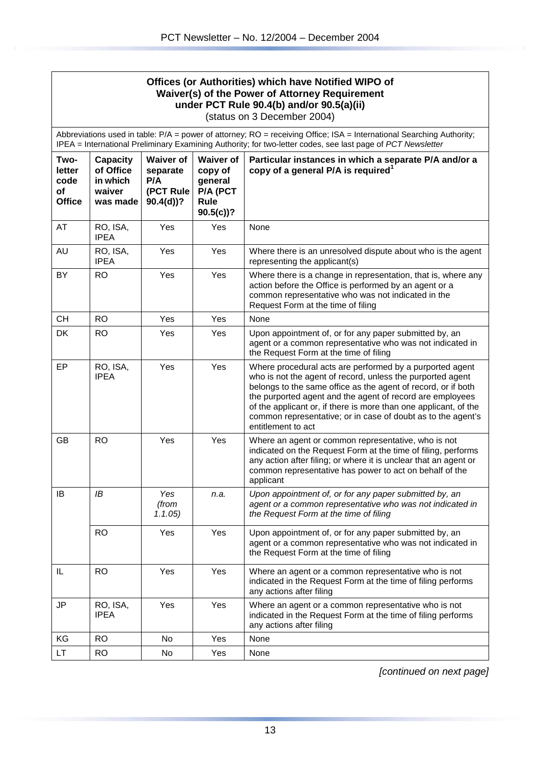**Offices (or Authorities) which have Notified WIPO of Waiver(s) of the Power of Attorney Requirement under PCT Rule 90.4(b) and/or 90.5(a)(ii)**
(status on 3 December 2004)

Abbreviations used in table: P/A = power of attorney; RO = receiving Office; ISA = International Searching Authority; IPEA = International Preliminary Examining Authority; for two-letter codes, see last page of *PCT Newsletter*

| Two-letter code of Office | Capacity of Office in which waiver was made | Waiver of separate P/A (PCT Rule 90.4(d))? | Waiver of copy of general P/A (PCT Rule 90.5(c))? | Particular instances in which a separate P/A and/or a copy of a general P/A is required[1] |
|---|---|---|---|---|
| AT | RO, ISA, IPEA | Yes | Yes | None |
| AU | RO, ISA, IPEA | Yes | Yes | Where there is an unresolved dispute about who is the agent representing the applicant(s) |
| BY | RO | Yes | Yes | Where there is a change in representation, that is, where any action before the Office is performed by an agent or a common representative who was not indicated in the Request Form at the time of filing |
| CH | RO | Yes | Yes | None |
| DK | RO | Yes | Yes | Upon appointment of, or for any paper submitted by, an agent or a common representative who was not indicated in the Request Form at the time of filing |
| EP | RO, ISA, IPEA | Yes | Yes | Where procedural acts are performed by a purported agent who is not the agent of record, unless the purported agent belongs to the same office as the agent of record, or if both the purported agent and the agent of record are employees of the applicant or, if there is more than one applicant, of the common representative; or in case of doubt as to the agent's entitlement to act |
| GB | RO | Yes | Yes | Where an agent or common representative, who is not indicated on the Request Form at the time of filing, performs any action after filing; or where it is unclear that an agent or common representative has power to act on behalf of the applicant |
| IB | *IB* | *Yes (from 1.1.05)* | *n.a.* | *Upon appointment of, or for any paper submitted by, an agent or a common representative who was not indicated in the Request Form at the time of filing* |
| | RO | Yes | Yes | Upon appointment of, or for any paper submitted by, an agent or a common representative who was not indicated in the Request Form at the time of filing |
| IL | RO | Yes | Yes | Where an agent or a common representative who is not indicated in the Request Form at the time of filing performs any actions after filing |
| JP | RO, ISA, IPEA | Yes | Yes | Where an agent or a common representative who is not indicated in the Request Form at the time of filing performs any actions after filing |
| KG | RO | No | Yes | None |
| LT | RO | No | Yes | None |

*[continued on next page]*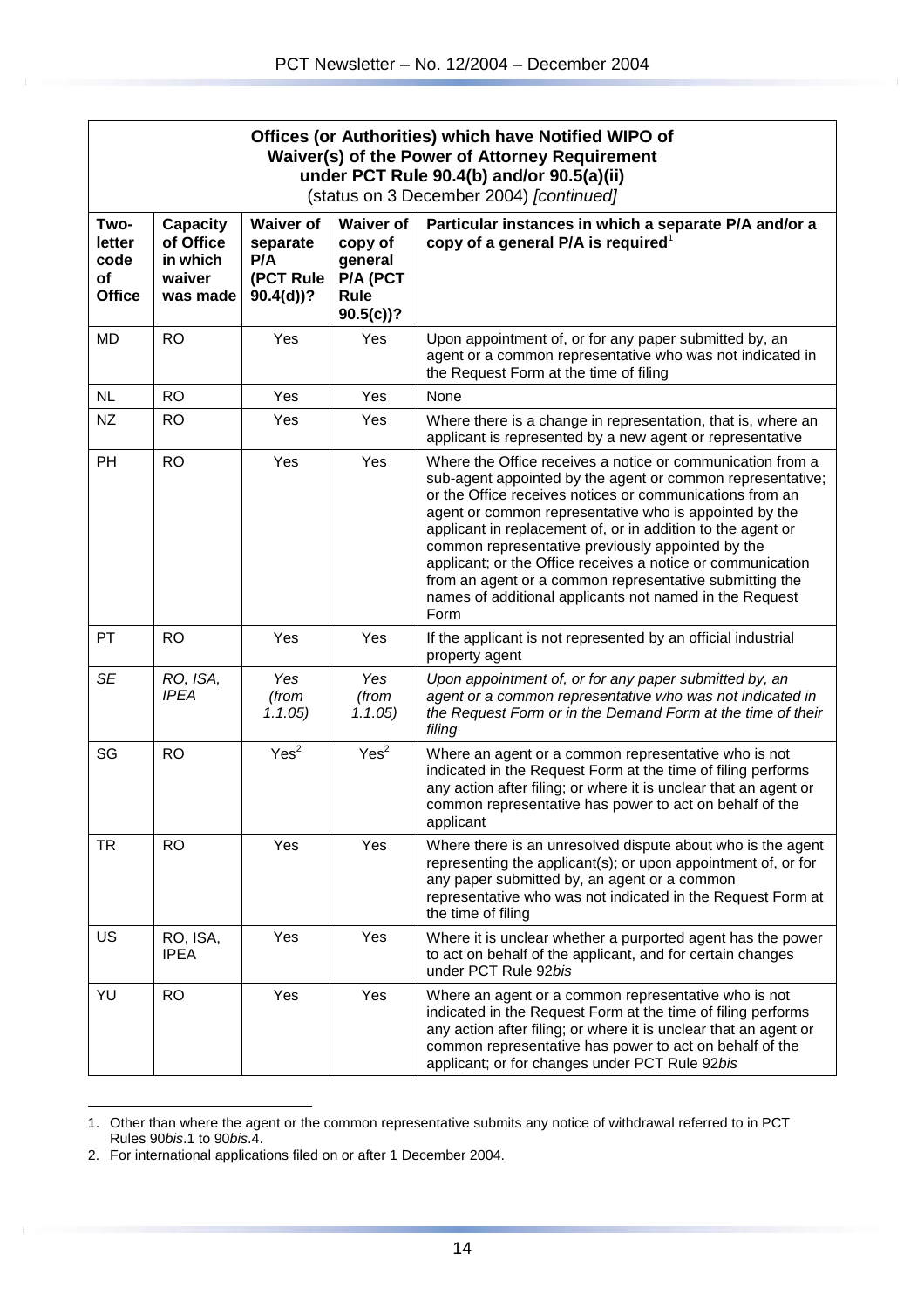**Offices (or Authorities) which have Notified WIPO of Waiver(s) of the Power of Attorney Requirement under PCT Rule 90.4(b) and/or 90.5(a)(ii)**
(status on 3 December 2004) *[continued]*

| Two-letter code of Office | Capacity of Office in which waiver was made | Waiver of separate P/A (PCT Rule 90.4(d))? | Waiver of copy of general P/A (PCT Rule 90.5(c))? | Particular instances in which a separate P/A and/or a copy of a general P/A is required[1] |
|---|---|---|---|---|
| MD | RO | Yes | Yes | Upon appointment of, or for any paper submitted by, an agent or a common representative who was not indicated in the Request Form at the time of filing |
| NL | RO | Yes | Yes | None |
| NZ | RO | Yes | Yes | Where there is a change in representation, that is, where an applicant is represented by a new agent or representative |
| PH | RO | Yes | Yes | Where the Office receives a notice or communication from a sub-agent appointed by the agent or common representative; or the Office receives notices or communications from an agent or common representative who is appointed by the applicant in replacement of, or in addition to the agent or common representative previously appointed by the applicant; or the Office receives a notice or communication from an agent or a common representative submitting the names of additional applicants not named in the Request Form |
| PT | RO | Yes | Yes | If the applicant is not represented by an official industrial property agent |
| *SE* | *RO, ISA, IPEA* | *Yes (from 1.1.05)* | *Yes (from 1.1.05)* | *Upon appointment of, or for any paper submitted by, an agent or a common representative who was not indicated in the Request Form or in the Demand Form at the time of their filing* |
| SG | RO | Yes[2] | Yes[2] | Where an agent or a common representative who is not indicated in the Request Form at the time of filing performs any action after filing; or where it is unclear that an agent or common representative has power to act on behalf of the applicant |
| TR | RO | Yes | Yes | Where there is an unresolved dispute about who is the agent representing the applicant(s); or upon appointment of, or for any paper submitted by, an agent or a common representative who was not indicated in the Request Form at the time of filing |
| US | RO, ISA, IPEA | Yes | Yes | Where it is unclear whether a purported agent has the power to act on behalf of the applicant, and for certain changes under PCT Rule 92*bis* |
| YU | RO | Yes | Yes | Where an agent or a common representative who is not indicated in the Request Form at the time of filing performs any action after filing; or where it is unclear that an agent or common representative has power to act on behalf of the applicant; or for changes under PCT Rule 92*bis* |

1. Other than where the agent or the common representative submits any notice of withdrawal referred to in PCT Rules 90*bis*.1 to 90*bis*.4.
2. For international applications filed on or after 1 December 2004.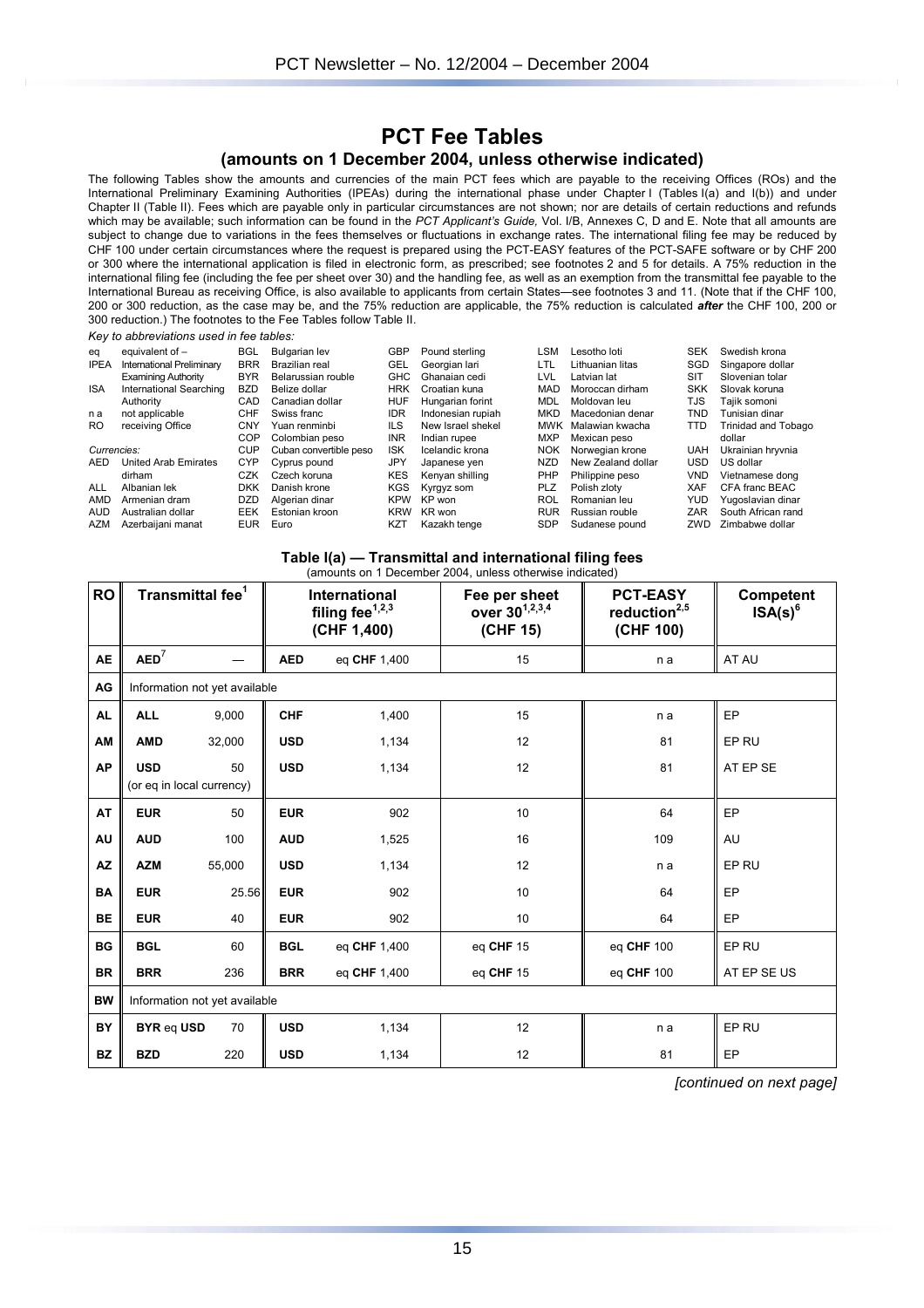# PCT Fee Tables

## (amounts on 1 December 2004, unless otherwise indicated)

The following Tables show the amounts and currencies of the main PCT fees which are payable to the receiving Offices (ROs) and the International Preliminary Examining Authorities (IPEAs) during the international phase under Chapter I (Tables I(a) and I(b)) and under Chapter II (Table II). Fees which are payable only in particular circumstances are not shown; nor are details of certain reductions and refunds which may be available; such information can be found in the *PCT Applicant's Guide,* Vol. I/B, Annexes C, D and E. Note that all amounts are subject to change due to variations in the fees themselves or fluctuations in exchange rates. The international filing fee may be reduced by CHF 100 under certain circumstances where the request is prepared using the PCT-EASY features of the PCT-SAFE software or by CHF 200 or 300 where the international application is filed in electronic form, as prescribed; see footnotes 2 and 5 for details. A 75% reduction in the international filing fee (including the fee per sheet over 30) and the handling fee, as well as an exemption from the transmittal fee payable to the International Bureau as receiving Office, is also available to applicants from certain States—see footnotes 3 and 11. (Note that if the CHF 100, 200 or 300 reduction, as the case may be, and the 75% reduction are applicable, the 75% reduction is calculated ***after*** the CHF 100, 200 or 300 reduction.) The footnotes to the Fee Tables follow Table II.

*Key to abbreviations used in fee tables:*

eq — equivalent of –
IPEA — International Preliminary Examining Authority
ISA — International Searching Authority
n a — not applicable
RO — receiving Office

*Currencies:*

AED — United Arab Emirates dirham
ALL — Albanian lek
AMD — Armenian dram
AUD — Australian dollar
AZM — Azerbaijani manat
BGL — Bulgarian lev
BRR — Brazilian real
BYR — Belarussian rouble
BZD — Belize dollar
CAD — Canadian dollar
CHF — Swiss franc
CNY — Yuan renminbi
COP — Colombian peso
CUP — Cuban convertible peso
CYP — Cyprus pound
CZK — Czech koruna
DKK — Danish krone
DZD — Algerian dinar
EEK — Estonian kroon
EUR — Euro
GBP — Pound sterling
GEL — Georgian lari
GHC — Ghanaian cedi
HRK — Croatian kuna
HUF — Hungarian forint
IDR — Indonesian rupiah
ILS — New Israel shekel
INR — Indian rupee
ISK — Icelandic krona
JPY — Japanese yen
KES — Kenyan shilling
KGS — Kyrgyz som
KPW — KP won
KRW — KR won
KZT — Kazakh tenge
LSM — Lesotho loti
LTL — Lithuanian litas
LVL — Latvian lat
MAD — Moroccan dirham
MDL — Moldovan leu
MKD — Macedonian denar
MWK — Malawian kwacha
MXP — Mexican peso
NOK — Norwegian krone
NZD — New Zealand dollar
PHP — Philippine peso
PLZ — Polish zloty
ROL — Romanian leu
RUR — Russian rouble
SDP — Sudanese pound
SEK — Swedish krona
SGD — Singapore dollar
SIT — Slovenian tolar
SKK — Slovak koruna
TJS — Tajik somoni
TND — Tunisian dinar
TTD — Trinidad and Tobago dollar
UAH — Ukrainian hryvnia
USD — US dollar
VND — Vietnamese dong
XAF — CFA franc BEAC
YUD — Yugoslavian dinar
ZAR — South African rand
ZWD — Zimbabwe dollar

### Table I(a) — Transmittal and international filing fees

(amounts on 1 December 2004, unless otherwise indicated)

| RO | Transmittal fee[1] | | International filing fee[1,2,3] (CHF 1,400) | | Fee per sheet over 30[1,2,3,4] (CHF 15) | PCT-EASY reduction[2,5] (CHF 100) | Competent ISA(s)[6] |
|---|---|---|---|---|---|---|---|
| AE | AED[7] | — | AED | eq CHF 1,400 | 15 | n a | AT AU |
| AG | Information not yet available | | | | | | |
| AL | ALL | 9,000 | CHF | 1,400 | 15 | n a | EP |
| AM | AMD | 32,000 | USD | 1,134 | 12 | 81 | EP RU |
| AP | USD (or eq in local currency) | 50 | USD | 1,134 | 12 | 81 | AT EP SE |
| AT | EUR | 50 | EUR | 902 | 10 | 64 | EP |
| AU | AUD | 100 | AUD | 1,525 | 16 | 109 | AU |
| AZ | AZM | 55,000 | USD | 1,134 | 12 | n a | EP RU |
| BA | EUR | 25.56 | EUR | 902 | 10 | 64 | EP |
| BE | EUR | 40 | EUR | 902 | 10 | 64 | EP |
| BG | BGL | 60 | BGL | eq CHF 1,400 | eq CHF 15 | eq CHF 100 | EP RU |
| BR | BRR | 236 | BRR | eq CHF 1,400 | eq CHF 15 | eq CHF 100 | AT EP SE US |
| BW | Information not yet available | | | | | | |
| BY | BYR eq USD | 70 | USD | 1,134 | 12 | n a | EP RU |
| BZ | BZD | 220 | USD | 1,134 | 12 | 81 | EP |

*[continued on next page]*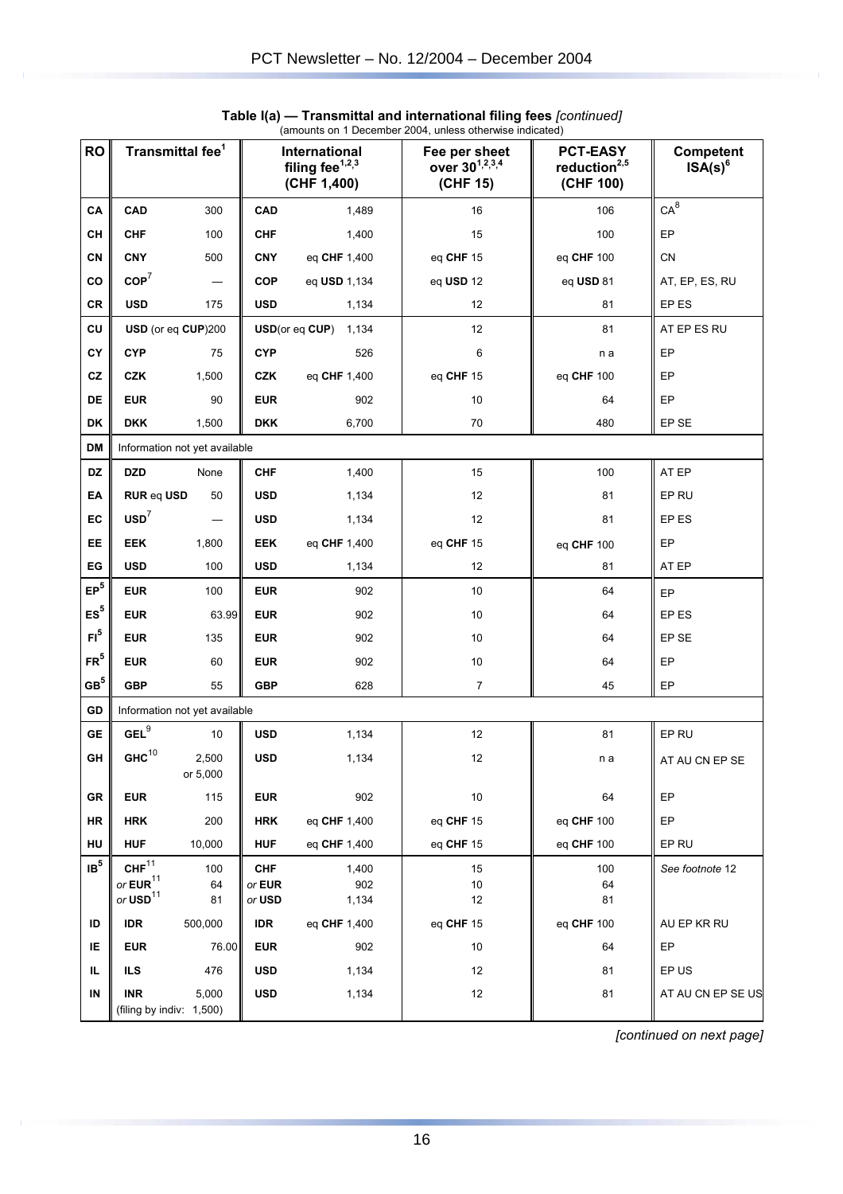**Table I(a) — Transmittal and international filing fees** *[continued]*
(amounts on 1 December 2004, unless otherwise indicated)

| RO | Transmittal fee[1] | | International filing fee[1,2,3] (CHF 1,400) | | Fee per sheet over 30[1,2,3,4] (CHF 15) | PCT-EASY reduction[2,5] (CHF 100) | Competent ISA(s)[6] |
|---|---|---|---|---|---|---|---|
| CA | **CAD** | 300 | **CAD** | 1,489 | 16 | 106 | CA[8] |
| CH | **CHF** | 100 | **CHF** | 1,400 | 15 | 100 | EP |
| CN | **CNY** | 500 | **CNY** | eq **CHF** 1,400 | eq **CHF** 15 | eq **CHF** 100 | CN |
| CO | **COP**[7] | — | **COP** | eq **USD** 1,134 | eq **USD** 12 | eq **USD** 81 | AT, EP, ES, RU |
| CR | **USD** | 175 | **USD** | 1,134 | 12 | 81 | EP ES |
| CU | **USD** (or eq **CUP**) | 200 | **USD**(or eq **CUP**) | 1,134 | 12 | 81 | AT EP ES RU |
| CY | **CYP** | 75 | **CYP** | 526 | 6 | n a | EP |
| CZ | **CZK** | 1,500 | **CZK** | eq **CHF** 1,400 | eq **CHF** 15 | eq **CHF** 100 | EP |
| DE | **EUR** | 90 | **EUR** | 902 | 10 | 64 | EP |
| DK | **DKK** | 1,500 | **DKK** | 6,700 | 70 | 480 | EP SE |
| DM | Information not yet available | | | | | | |
| DZ | **DZD** | None | **CHF** | 1,400 | 15 | 100 | AT EP |
| EA | **RUR** eq **USD** | 50 | **USD** | 1,134 | 12 | 81 | EP RU |
| EC | **USD**[7] | — | **USD** | 1,134 | 12 | 81 | EP ES |
| EE | **EEK** | 1,800 | **EEK** | eq **CHF** 1,400 | eq **CHF** 15 | eq **CHF** 100 | EP |
| EG | **USD** | 100 | **USD** | 1,134 | 12 | 81 | AT EP |
| EP[5] | **EUR** | 100 | **EUR** | 902 | 10 | 64 | EP |
| ES[5] | **EUR** | 63.99 | **EUR** | 902 | 10 | 64 | EP ES |
| FI[5] | **EUR** | 135 | **EUR** | 902 | 10 | 64 | EP SE |
| FR[5] | **EUR** | 60 | **EUR** | 902 | 10 | 64 | EP |
| GB[5] | **GBP** | 55 | **GBP** | 628 | 7 | 45 | EP |
| GD | Information not yet available | | | | | | |
| GE | **GEL**[9] | 10 | **USD** | 1,134 | 12 | 81 | EP RU |
| GH | **GHC**[10] | 2,500 or 5,000 | **USD** | 1,134 | 12 | n a | AT AU CN EP SE |
| GR | **EUR** | 115 | **EUR** | 902 | 10 | 64 | EP |
| HR | **HRK** | 200 | **HRK** | eq **CHF** 1,400 | eq **CHF** 15 | eq **CHF** 100 | EP |
| HU | **HUF** | 10,000 | **HUF** | eq **CHF** 1,400 | eq **CHF** 15 | eq **CHF** 100 | EP RU |
| IB[5] | **CHF**[11] *or* **EUR**[11] *or* **USD**[11] | 100 64 81 | **CHF** *or* **EUR** *or* **USD** | 1,400 902 1,134 | 15 10 12 | 100 64 81 | *See footnote 12* |
| ID | **IDR** | 500,000 | **IDR** | eq **CHF** 1,400 | eq **CHF** 15 | eq **CHF** 100 | AU EP KR RU |
| IE | **EUR** | 76.00 | **EUR** | 902 | 10 | 64 | EP |
| IL | **ILS** | 476 | **USD** | 1,134 | 12 | 81 | EP US |
| IN | **INR** (filing by indiv: 1,500) | 5,000 | **USD** | 1,134 | 12 | 81 | AT AU CN EP SE US |

*[continued on next page]*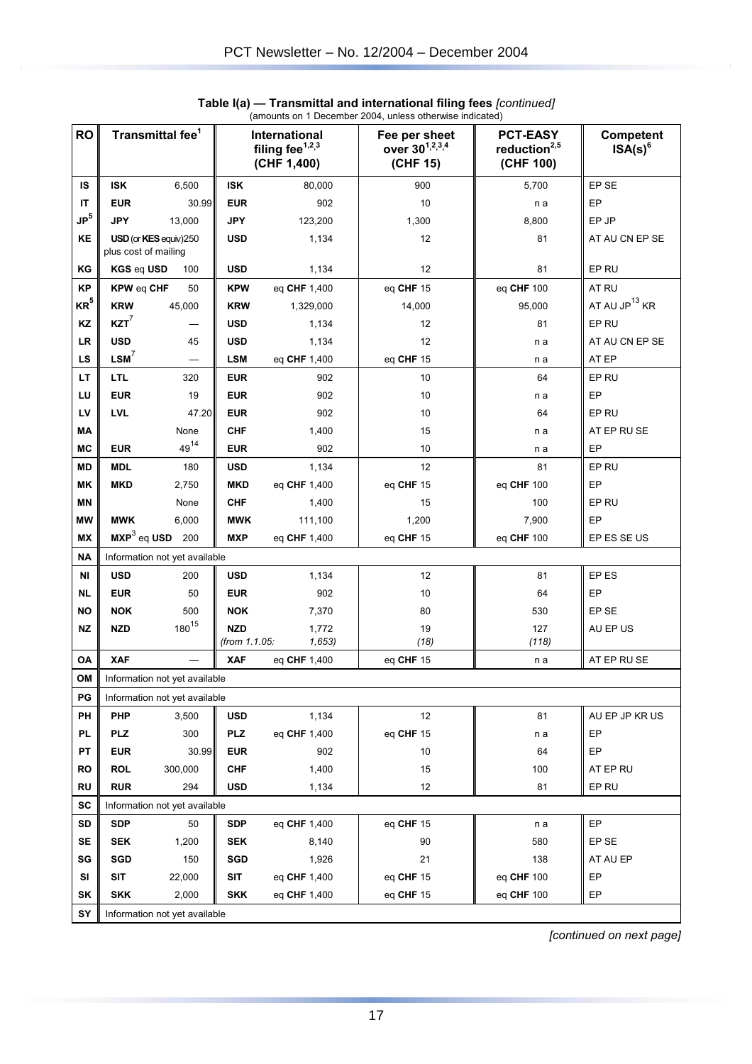**Table I(a) — Transmittal and international filing fees** *[continued]*
(amounts on 1 December 2004, unless otherwise indicated)

| RO | Transmittal fee[1] | | International filing fee[1,2,3] (CHF 1,400) | | Fee per sheet over 30[1,2,3,4] (CHF 15) | PCT-EASY reduction[2,5] (CHF 100) | Competent ISA(s)[6] |
|---|---|---|---|---|---|---|---|
| IS | **ISK** | 6,500 | **ISK** | 80,000 | 900 | 5,700 | EP SE |
| IT | **EUR** | 30.99 | **EUR** | 902 | 10 | n a | EP |
| JP[5] | **JPY** | 13,000 | **JPY** | 123,200 | 1,300 | 8,800 | EP JP |
| KE | **USD** (or **KES** equiv) plus cost of mailing | 250 | **USD** | 1,134 | 12 | 81 | AT AU CN EP SE |
| KG | **KGS** eq **USD** | 100 | **USD** | 1,134 | 12 | 81 | EP RU |
| KP | **KPW** eq **CHF** | 50 | **KPW** | eq **CHF** 1,400 | eq **CHF** 15 | eq **CHF** 100 | AT RU |
| KR[5] | **KRW** | 45,000 | **KRW** | 1,329,000 | 14,000 | 95,000 | AT AU JP[13] KR |
| KZ | **KZT**[7] | — | **USD** | 1,134 | 12 | 81 | EP RU |
| LR | **USD** | 45 | **USD** | 1,134 | 12 | n a | AT AU CN EP SE |
| LS | **LSM**[7] | — | **LSM** | eq **CHF** 1,400 | eq **CHF** 15 | n a | AT EP |
| LT | **LTL** | 320 | **EUR** | 902 | 10 | 64 | EP RU |
| LU | **EUR** | 19 | **EUR** | 902 | 10 | n a | EP |
| LV | **LVL** | 47.20 | **EUR** | 902 | 10 | 64 | EP RU |
| MA | | None | **CHF** | 1,400 | 15 | n a | AT EP RU SE |
| MC | **EUR** | 49[14] | **EUR** | 902 | 10 | n a | EP |
| MD | **MDL** | 180 | **USD** | 1,134 | 12 | 81 | EP RU |
| MK | **MKD** | 2,750 | **MKD** | eq **CHF** 1,400 | eq **CHF** 15 | eq **CHF** 100 | EP |
| MN | | None | **CHF** | 1,400 | 15 | 100 | EP RU |
| MW | **MWK** | 6,000 | **MWK** | 111,100 | 1,200 | 7,900 | EP |
| MX | **MXP**[3] eq **USD** | 200 | **MXP** | eq **CHF** 1,400 | eq **CHF** 15 | eq **CHF** 100 | EP ES SE US |
| NA | Information not yet available | | | | | | |
| NI | **USD** | 200 | **USD** | 1,134 | 12 | 81 | EP ES |
| NL | **EUR** | 50 | **EUR** | 902 | 10 | 64 | EP |
| NO | **NOK** | 500 | **NOK** | 7,370 | 80 | 530 | EP SE |
| NZ | **NZD** | 180[15] | **NZD** *(from 1.1.05:* | 1,772 *1,653)* | 19 *(18)* | 127 *(118)* | AU EP US |
| OA | **XAF** | — | **XAF** | eq **CHF** 1,400 | eq **CHF** 15 | n a | AT EP RU SE |
| OM | Information not yet available | | | | | | |
| PG | Information not yet available | | | | | | |
| PH | **PHP** | 3,500 | **USD** | 1,134 | 12 | 81 | AU EP JP KR US |
| PL | **PLZ** | 300 | **PLZ** | eq **CHF** 1,400 | eq **CHF** 15 | n a | EP |
| PT | **EUR** | 30.99 | **EUR** | 902 | 10 | 64 | EP |
| RO | **ROL** | 300,000 | **CHF** | 1,400 | 15 | 100 | AT EP RU |
| RU | **RUR** | 294 | **USD** | 1,134 | 12 | 81 | EP RU |
| SC | Information not yet available | | | | | | |
| SD | **SDP** | 50 | **SDP** | eq **CHF** 1,400 | eq **CHF** 15 | n a | EP |
| SE | **SEK** | 1,200 | **SEK** | 8,140 | 90 | 580 | EP SE |
| SG | **SGD** | 150 | **SGD** | 1,926 | 21 | 138 | AT AU EP |
| SI | **SIT** | 22,000 | **SIT** | eq **CHF** 1,400 | eq **CHF** 15 | eq **CHF** 100 | EP |
| SK | **SKK** | 2,000 | **SKK** | eq **CHF** 1,400 | eq **CHF** 15 | eq **CHF** 100 | EP |
| SY | Information not yet available | | | | | | |

*[continued on next page]*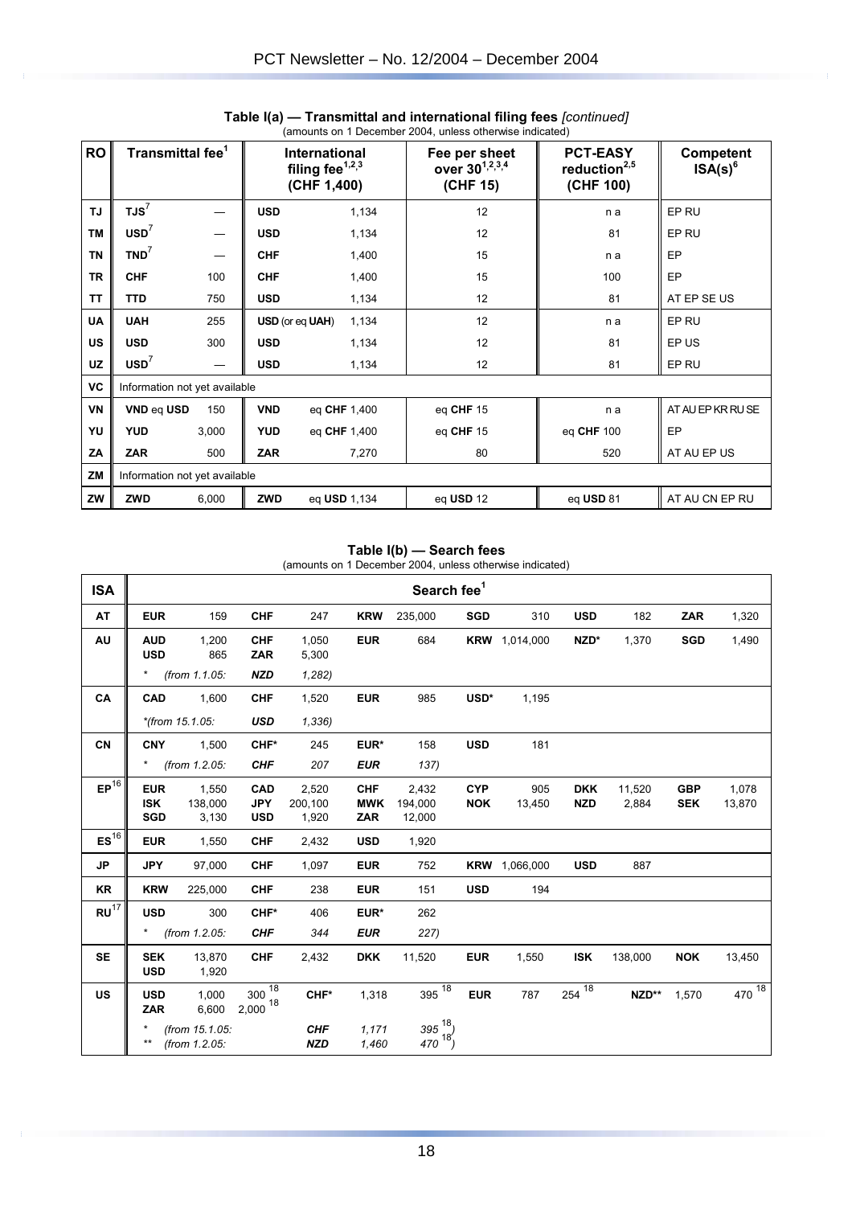**Table I(a) — Transmittal and international filing fees** *[continued]*
(amounts on 1 December 2004, unless otherwise indicated)

| RO | Transmittal fee[1] | | International filing fee[1,2,3] (CHF 1,400) | | Fee per sheet over 30[1,2,3,4] (CHF 15) | PCT-EASY reduction[2,5] (CHF 100) | Competent ISA(s)[6] |
|---|---|---|---|---|---|---|---|
| TJ | TJS[7] | — | USD | 1,134 | 12 | n a | EP RU |
| TM | USD[7] | — | USD | 1,134 | 12 | 81 | EP RU |
| TN | TND[7] | — | CHF | 1,400 | 15 | n a | EP |
| TR | CHF | 100 | CHF | 1,400 | 15 | 100 | EP |
| TT | TTD | 750 | USD | 1,134 | 12 | 81 | AT EP SE US |
| UA | UAH | 255 | USD (or eq UAH) | 1,134 | 12 | n a | EP RU |
| US | USD | 300 | USD | 1,134 | 12 | 81 | EP US |
| UZ | USD[7] | — | USD | 1,134 | 12 | 81 | EP RU |
| VC | Information not yet available | | | | | | |
| VN | VND eq USD | 150 | VND | eq CHF 1,400 | eq CHF 15 | n a | AT AU EP KR RU SE |
| YU | YUD | 3,000 | YUD | eq CHF 1,400 | eq CHF 15 | eq CHF 100 | EP |
| ZA | ZAR | 500 | ZAR | 7,270 | 80 | 520 | AT AU EP US |
| ZM | Information not yet available | | | | | | |
| ZW | ZWD | 6,000 | ZWD | eq USD 1,134 | eq USD 12 | eq USD 81 | AT AU CN EP RU |

**Table I(b) — Search fees**
(amounts on 1 December 2004, unless otherwise indicated)

| ISA | Search fee[1] | | | | | | | | | | | |
|---|---|---|---|---|---|---|---|---|---|---|---|---|
| AT | EUR | 159 | CHF | 247 | KRW | 235,000 | SGD | 310 | USD | 182 | ZAR | 1,320 |
| AU | AUD<br>USD | 1,200<br>865 | CHF<br>ZAR | 1,050<br>5,300 | EUR | 684 | KRW | 1,014,000 | NZD* | 1,370 | SGD | 1,490 |
| | * | *(from 1.1.05:* | *NZD* | *1,282)* | | | | | | | | |
| CA | CAD | 1,600 | CHF | 1,520 | EUR | 985 | USD* | 1,195 | | | | |
| | *\*(from 15.1.05:* | | *USD* | *1,336)* | | | | | | | | |
| CN | CNY | 1,500 | CHF* | 245 | EUR* | 158 | USD | 181 | | | | |
| | * | *(from 1.2.05:* | *CHF* | *207* | *EUR* | *137)* | | | | | | |
| EP[16] | EUR<br>ISK<br>SGD | 1,550<br>138,000<br>3,130 | CAD<br>JPY<br>USD | 2,520<br>200,100<br>1,920 | CHF<br>MWK<br>ZAR | 2,432<br>194,000<br>12,000 | CYP<br>NOK | 905<br>13,450 | DKK<br>NZD | 11,520<br>2,884 | GBP<br>SEK | 1,078<br>13,870 |
| ES[16] | EUR | 1,550 | CHF | 2,432 | USD | 1,920 | | | | | | |
| JP | JPY | 97,000 | CHF | 1,097 | EUR | 752 | KRW | 1,066,000 | USD | 887 | | |
| KR | KRW | 225,000 | CHF | 238 | EUR | 151 | USD | 194 | | | | |
| RU[17] | USD | 300 | CHF* | 406 | EUR* | 262 | | | | | | |
| | * | *(from 1.2.05:* | *CHF* | *344* | *EUR* | *227)* | | | | | | |
| SE | SEK<br>USD | 13,870<br>1,920 | CHF | 2,432 | DKK | 11,520 | EUR | 1,550 | ISK | 138,000 | NOK | 13,450 |
| US | USD<br>ZAR | 1,000<br>6,600 | 300[18]<br>2,000[18] | CHF* | 1,318 | 395[18] | EUR | 787 | 254[18] | NZD** | 1,570 | 470[18] |
| | *<br>** | *(from 15.1.05:*<br>*(from 1.2.05:* | | *CHF*<br>*NZD* | *1,171*<br>*1,460* | *395[18])*<br>*470[18])* | | | | | | |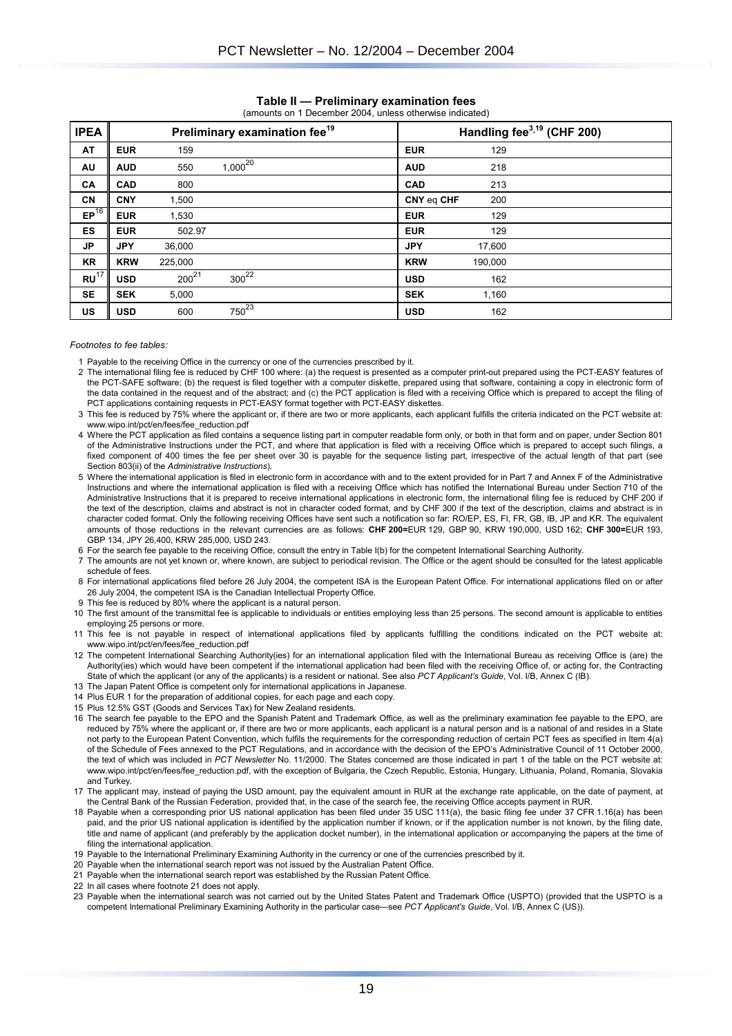**Table II — Preliminary examination fees**

(amounts on 1 December 2004, unless otherwise indicated)

| IPEA | Preliminary examination fee[19] | | | Handling fee[3,19] (CHF 200) | |
|---|---|---|---|---|---|
| AT | EUR | 159 | | EUR | 129 |
| AU | AUD | 550 | 1,000[20] | AUD | 218 |
| CA | CAD | 800 | | CAD | 213 |
| CN | CNY | 1,500 | | CNY eq CHF | 200 |
| EP[16] | EUR | 1,530 | | EUR | 129 |
| ES | EUR | 502.97 | | EUR | 129 |
| JP | JPY | 36,000 | | JPY | 17,600 |
| KR | KRW | 225,000 | | KRW | 190,000 |
| RU[17] | USD | 200[21] | 300[22] | USD | 162 |
| SE | SEK | 5,000 | | SEK | 1,160 |
| US | USD | 600 | 750[23] | USD | 162 |

*Footnotes to fee tables:*

1 Payable to the receiving Office in the currency or one of the currencies prescribed by it.

2 The international filing fee is reduced by CHF 100 where: (a) the request is presented as a computer print-out prepared using the PCT-EASY features of the PCT-SAFE software; (b) the request is filed together with a computer diskette, prepared using that software, containing a copy in electronic form of the data contained in the request and of the abstract; and (c) the PCT application is filed with a receiving Office which is prepared to accept the filing of PCT applications containing requests in PCT-EASY format together with PCT-EASY diskettes.

3 This fee is reduced by 75% where the applicant or, if there are two or more applicants, each applicant fulfills the criteria indicated on the PCT website at: www.wipo.int/pct/en/fees/fee_reduction.pdf

4 Where the PCT application as filed contains a sequence listing part in computer readable form only, or both in that form and on paper, under Section 801 of the Administrative Instructions under the PCT, and where that application is filed with a receiving Office which is prepared to accept such filings, a fixed component of 400 times the fee per sheet over 30 is payable for the sequence listing part, irrespective of the actual length of that part (see Section 803(ii) of the *Administrative Instructions*).

5 Where the international application is filed in electronic form in accordance with and to the extent provided for in Part 7 and Annex F of the Administrative Instructions and where the international application is filed with a receiving Office which has notified the International Bureau under Section 710 of the Administrative Instructions that it is prepared to receive international applications in electronic form, the international filing fee is reduced by CHF 200 if the text of the description, claims and abstract is not in character coded format, and by CHF 300 if the text of the description, claims and abstract is in character coded format. Only the following receiving Offices have sent such a notification so far: RO/EP, ES, FI, FR, GB, IB, JP and KR. The equivalent amounts of those reductions in the relevant currencies are as follows: **CHF 200=**EUR 129, GBP 90, KRW 190,000, USD 162; **CHF 300=**EUR 193, GBP 134, JPY 26,400, KRW 285,000, USD 243.

6 For the search fee payable to the receiving Office, consult the entry in Table I(b) for the competent International Searching Authority.

7 The amounts are not yet known or, where known, are subject to periodical revision. The Office or the agent should be consulted for the latest applicable schedule of fees.

8 For international applications filed before 26 July 2004, the competent ISA is the European Patent Office. For international applications filed on or after 26 July 2004, the competent ISA is the Canadian Intellectual Property Office.

9 This fee is reduced by 80% where the applicant is a natural person.

10 The first amount of the transmittal fee is applicable to individuals or entities employing less than 25 persons. The second amount is applicable to entities employing 25 persons or more.

11 This fee is not payable in respect of international applications filed by applicants fulfilling the conditions indicated on the PCT website at: www.wipo.int/pct/en/fees/fee_reduction.pdf

12 The competent International Searching Authority(ies) for an international application filed with the International Bureau as receiving Office is (are) the Authority(ies) which would have been competent if the international application had been filed with the receiving Office of, or acting for, the Contracting State of which the applicant (or any of the applicants) is a resident or national. See also *PCT Applicant's Guide*, Vol. I/B, Annex C (IB).

13 The Japan Patent Office is competent only for international applications in Japanese.

14 Plus EUR 1 for the preparation of additional copies, for each page and each copy.

15 Plus 12.5% GST (Goods and Services Tax) for New Zealand residents.

16 The search fee payable to the EPO and the Spanish Patent and Trademark Office, as well as the preliminary examination fee payable to the EPO, are reduced by 75% where the applicant or, if there are two or more applicants, each applicant is a natural person and is a national of and resides in a State not party to the European Patent Convention, which fulfils the requirements for the corresponding reduction of certain PCT fees as specified in Item 4(a) of the Schedule of Fees annexed to the PCT Regulations, and in accordance with the decision of the EPO's Administrative Council of 11 October 2000, the text of which was included in *PCT Newsletter* No. 11/2000. The States concerned are those indicated in part 1 of the table on the PCT website at: www.wipo.int/pct/en/fees/fee_reduction.pdf, with the exception of Bulgaria, the Czech Republic, Estonia, Hungary, Lithuania, Poland, Romania, Slovakia and Turkey.

17 The applicant may, instead of paying the USD amount, pay the equivalent amount in RUR at the exchange rate applicable, on the date of payment, at the Central Bank of the Russian Federation, provided that, in the case of the search fee, the receiving Office accepts payment in RUR.

18 Payable when a corresponding prior US national application has been filed under 35 USC 111(a), the basic filing fee under 37 CFR 1.16(a) has been paid, and the prior US national application is identified by the application number if known, or if the application number is not known, by the filing date, title and name of applicant (and preferably by the application docket number), in the international application or accompanying the papers at the time of filing the international application.

19 Payable to the International Preliminary Examining Authority in the currency or one of the currencies prescribed by it.

20 Payable when the international search report was not issued by the Australian Patent Office.

21 Payable when the international search report was established by the Russian Patent Office.

22 In all cases where footnote 21 does not apply.

23 Payable when the international search was not carried out by the United States Patent and Trademark Office (USPTO) (provided that the USPTO is a competent International Preliminary Examining Authority in the particular case—see *PCT Applicant's Guide*, Vol. I/B, Annex C (US)).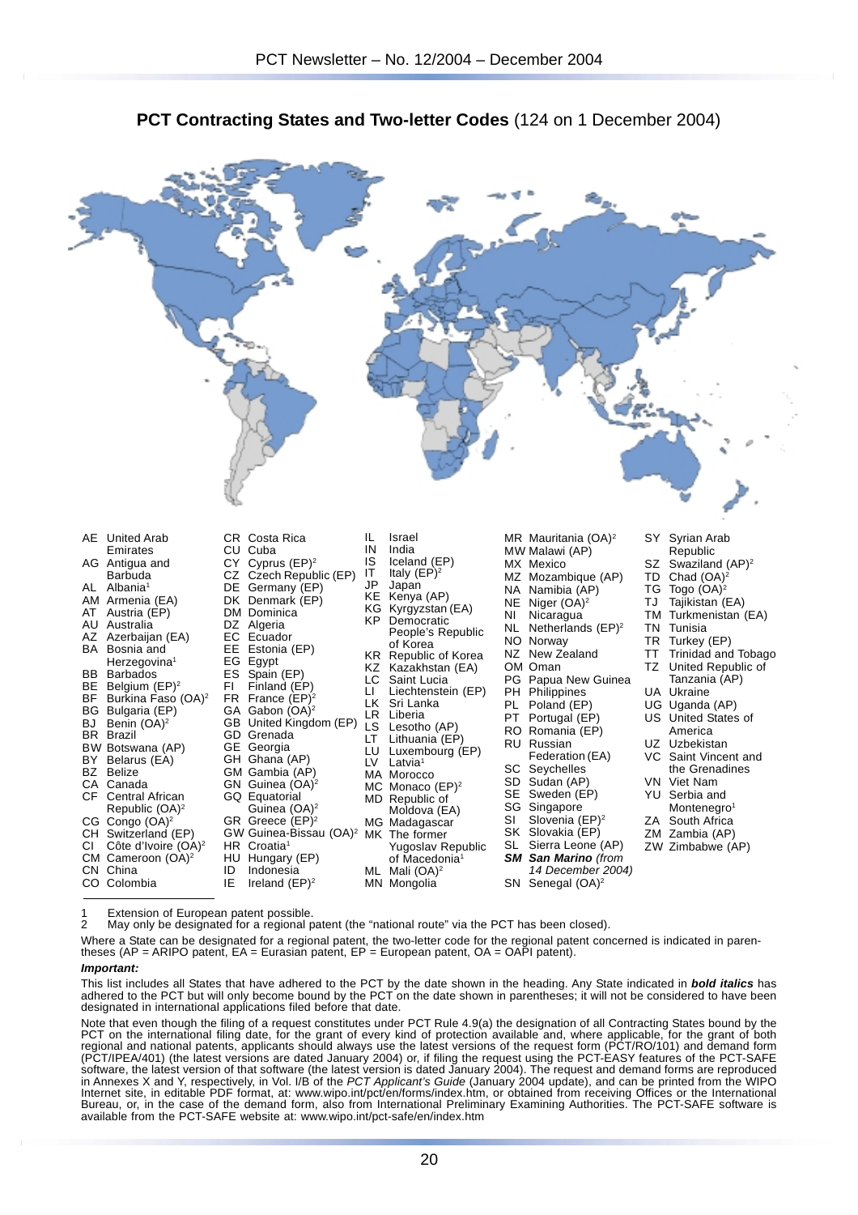## PCT Contracting States and Two-letter Codes (124 on 1 December 2004)

AE United Arab Emirates
AG Antigua and Barbuda
AL Albania[1]
AM Armenia (EA)
AT Austria (EP)
AU Australia
AZ Azerbaijan (EA)
BA Bosnia and Herzegovina[1]
BB Barbados
BE Belgium (EP)[2]
BF Burkina Faso (OA)[2]
BG Bulgaria (EP)
BJ Benin (OA)[2]
BR Brazil
BW Botswana (AP)
BY Belarus (EA)
BZ Belize
CA Canada
CF Central African Republic (OA)[2]
CG Congo (OA)[2]
CH Switzerland (EP)
CI Côte d'Ivoire (OA)[2]
CM Cameroon (OA)[2]
CN China
CO Colombia
CR Costa Rica
CU Cuba
CY Cyprus (EP)[2]
CZ Czech Republic (EP)
DE Germany (EP)
DK Denmark (EP)
DM Dominica
DZ Algeria
EC Ecuador
EE Estonia (EP)
EG Egypt
ES Spain (EP)
FI Finland (EP)
FR France (EP)[2]
GA Gabon (OA)[2]
GB United Kingdom (EP)
GD Grenada
GE Georgia
GH Ghana (AP)
GM Gambia (AP)
GN Guinea (OA)[2]
GQ Equatorial Guinea (OA)[2]
GR Greece (EP)[2]
GW Guinea-Bissau (OA)[2]
HR Croatia[1]
HU Hungary (EP)
ID Indonesia
IE Ireland (EP)[2]
IL Israel
IN India
IS Iceland (EP)
IT Italy (EP)[2]
JP Japan
KE Kenya (AP)
KG Kyrgyzstan (EA)
KP Democratic People's Republic of Korea
KR Republic of Korea
KZ Kazakhstan (EA)
LC Saint Lucia
LI Liechtenstein (EP)
LK Sri Lanka
LR Liberia
LS Lesotho (AP)
LT Lithuania (EP)
LU Luxembourg (EP)
LV Latvia[1]
MA Morocco
MC Monaco (EP)[2]
MD Republic of Moldova (EA)
MG Madagascar
MK The former Yugoslav Republic of Macedonia[1]
ML Mali (OA)[2]
MN Mongolia
MR Mauritania (OA)[2]
MW Malawi (AP)
MX Mexico
MZ Mozambique (AP)
NA Namibia (AP)
NE Niger (OA)[2]
NI Nicaragua
NL Netherlands (EP)[2]
NO Norway
NZ New Zealand
OM Oman
PG Papua New Guinea
PH Philippines
PL Poland (EP)
PT Portugal (EP)
RO Romania (EP)
RU Russian Federation (EA)
SC Seychelles
SD Sudan (AP)
SE Sweden (EP)
SG Singapore
SI Slovenia (EP)[2]
SK Slovakia (EP)
SL Sierra Leone (AP)
***SM San Marino** (from 14 December 2004)*
SN Senegal (OA)[2]
SY Syrian Arab Republic
SZ Swaziland (AP)[2]
TD Chad (OA)[2]
TG Togo (OA)[2]
TJ Tajikistan (EA)
TM Turkmenistan (EA)
TN Tunisia
TR Turkey (EP)
TT Trinidad and Tobago
TZ United Republic of Tanzania (AP)
UA Ukraine
UG Uganda (AP)
US United States of America
UZ Uzbekistan
VC Saint Vincent and the Grenadines
VN Viet Nam
YU Serbia and Montenegro[1]
ZA South Africa
ZM Zambia (AP)
ZW Zimbabwe (AP)

1 Extension of European patent possible.
2 May only be designated for a regional patent (the "national route" via the PCT has been closed).

Where a State can be designated for a regional patent, the two-letter code for the regional patent concerned is indicated in parentheses (AP = ARIPO patent, EA = Eurasian patent, EP = European patent, OA = OAPI patent).

***Important:***

This list includes all States that have adhered to the PCT by the date shown in the heading. Any State indicated in ***bold italics*** has adhered to the PCT but will only become bound by the PCT on the date shown in parentheses; it will not be considered to have been designated in international applications filed before that date.

Note that even though the filing of a request constitutes under PCT Rule 4.9(a) the designation of all Contracting States bound by the PCT on the international filing date, for the grant of every kind of protection available and, where applicable, for the grant of both regional and national patents, applicants should always use the latest versions of the request form (PCT/RO/101) and demand form (PCT/IPEA/401) (the latest versions are dated January 2004) or, if filing the request using the PCT-EASY features of the PCT-SAFE software, the latest version of that software (the latest version is dated January 2004). The request and demand forms are reproduced in Annexes X and Y, respectively, in Vol. I/B of the *PCT Applicant's Guide* (January 2004 update), and can be printed from the WIPO Internet site, in editable PDF format, at: www.wipo.int/pct/en/forms/index.htm, or obtained from receiving Offices or the International Bureau, or, in the case of the demand form, also from International Preliminary Examining Authorities. The PCT-SAFE software is available from the PCT-SAFE website at: www.wipo.int/pct-safe/en/index.htm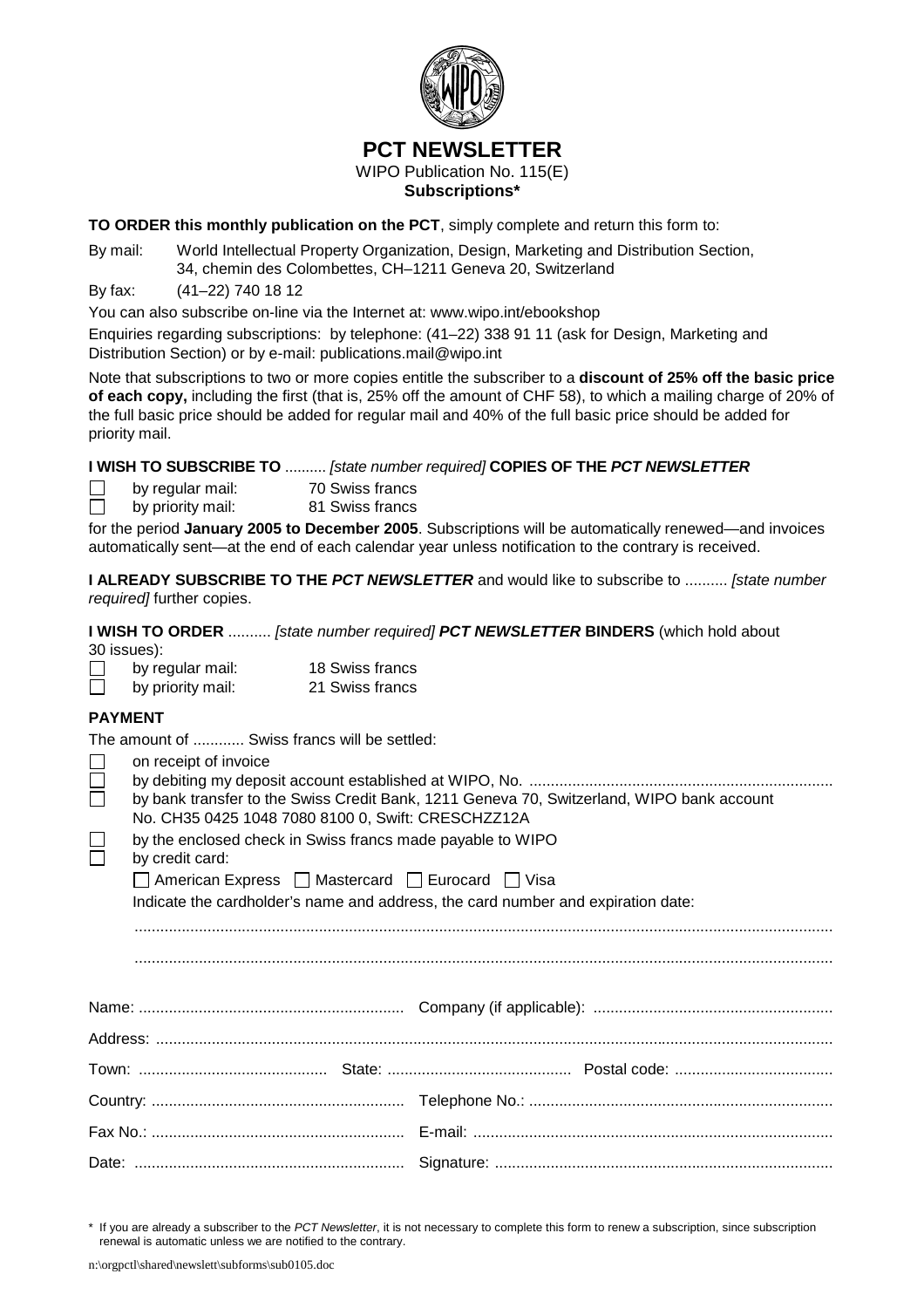# PCT NEWSLETTER

WIPO Publication No. 115(E)

**Subscriptions***

**TO ORDER this monthly publication on the PCT**, simply complete and return this form to:

By mail: World Intellectual Property Organization, Design, Marketing and Distribution Section, 34, chemin des Colombettes, CH–1211 Geneva 20, Switzerland

By fax: (41–22) 740 18 12

You can also subscribe on-line via the Internet at: www.wipo.int/ebookshop

Enquiries regarding subscriptions: by telephone: (41–22) 338 91 11 (ask for Design, Marketing and Distribution Section) or by e-mail: publications.mail@wipo.int

Note that subscriptions to two or more copies entitle the subscriber to a **discount of 25% off the basic price of each copy,** including the first (that is, 25% off the amount of CHF 58), to which a mailing charge of 20% of the full basic price should be added for regular mail and 40% of the full basic price should be added for priority mail.

**I WISH TO SUBSCRIBE TO** .......... *[state number required]* **COPIES OF THE *PCT NEWSLETTER***

- ☐ by regular mail: 70 Swiss francs
- ☐ by priority mail: 81 Swiss francs

for the period **January 2005 to December 2005**. Subscriptions will be automatically renewed—and invoices automatically sent—at the end of each calendar year unless notification to the contrary is received.

**I ALREADY SUBSCRIBE TO THE *PCT NEWSLETTER*** and would like to subscribe to .......... *[state number required]* further copies.

**I WISH TO ORDER** .......... *[state number required]* ***PCT NEWSLETTER* BINDERS** (which hold about 30 issues):

- ☐ by regular mail: 18 Swiss francs
- ☐ by priority mail: 21 Swiss francs

## PAYMENT

The amount of ............ Swiss francs will be settled:

- ☐ on receipt of invoice
- ☐ by debiting my deposit account established at WIPO, No. ......................................................................
- ☐ by bank transfer to the Swiss Credit Bank, 1211 Geneva 70, Switzerland, WIPO bank account No. CH35 0425 1048 7080 8100 0, Swift: CRESCHZZ12A
- ☐ by the enclosed check in Swiss francs made payable to WIPO
- ☐ by credit card:

  ☐ American Express ☐ Mastercard ☐ Eurocard ☐ Visa

  Indicate the cardholder's name and address, the card number and expiration date:

  ..........................................................................................................................................................

  ..........................................................................................................................................................

Name: ............................................................. Company (if applicable): .......................................................

Address: ..........................................................................................................................................................

Town: ........................................... State: .......................................... Postal code: ....................................

Country: .......................................................... Telephone No.: ......................................................................

Fax No.: .......................................................... E-mail: ....................................................................................

Date: .............................................................. Signature: ..............................................................................

\* If you are already a subscriber to the *PCT Newsletter*, it is not necessary to complete this form to renew a subscription, since subscription renewal is automatic unless we are notified to the contrary.

n:\orgpctl\shared\newslett\subforms\sub0105.doc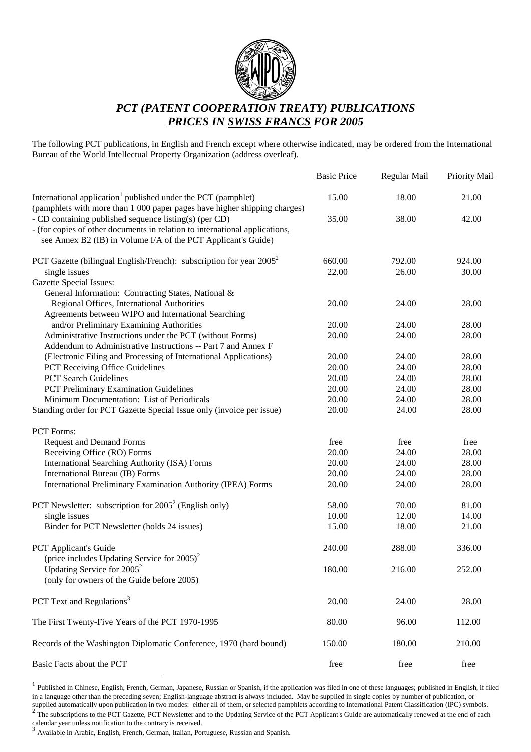# *PCT (PATENT COOPERATION TREATY) PUBLICATIONS*
## *PRICES IN SWISS FRANCS FOR 2005*

The following PCT publications, in English and French except where otherwise indicated, may be ordered from the International Bureau of the World Intellectual Property Organization (address overleaf).

| | Basic Price | Regular Mail | Priority Mail |
|---|---|---|---|
| International application[1] published under the PCT (pamphlet) (pamphlets with more than 1 000 paper pages have higher shipping charges) | 15.00 | 18.00 | 21.00 |
| - CD containing published sequence listing(s) (per CD) | 35.00 | 38.00 | 42.00 |
| - (for copies of other documents in relation to international applications, see Annex B2 (IB) in Volume I/A of the PCT Applicant's Guide) | | | |
| PCT Gazette (bilingual English/French): subscription for year 2005[2] | 660.00 | 792.00 | 924.00 |
| single issues | 22.00 | 26.00 | 30.00 |
| Gazette Special Issues: | | | |
| General Information: Contracting States, National & Regional Offices, International Authorities | 20.00 | 24.00 | 28.00 |
| Agreements between WIPO and International Searching and/or Preliminary Examining Authorities | 20.00 | 24.00 | 28.00 |
| Administrative Instructions under the PCT (without Forms) | 20.00 | 24.00 | 28.00 |
| Addendum to Administrative Instructions -- Part 7 and Annex F (Electronic Filing and Processing of International Applications) | 20.00 | 24.00 | 28.00 |
| PCT Receiving Office Guidelines | 20.00 | 24.00 | 28.00 |
| PCT Search Guidelines | 20.00 | 24.00 | 28.00 |
| PCT Preliminary Examination Guidelines | 20.00 | 24.00 | 28.00 |
| Minimum Documentation: List of Periodicals | 20.00 | 24.00 | 28.00 |
| Standing order for PCT Gazette Special Issue only (invoice per issue) | 20.00 | 24.00 | 28.00 |
| PCT Forms: | | | |
| Request and Demand Forms | free | free | free |
| Receiving Office (RO) Forms | 20.00 | 24.00 | 28.00 |
| International Searching Authority (ISA) Forms | 20.00 | 24.00 | 28.00 |
| International Bureau (IB) Forms | 20.00 | 24.00 | 28.00 |
| International Preliminary Examination Authority (IPEA) Forms | 20.00 | 24.00 | 28.00 |
| PCT Newsletter: subscription for 2005[2] (English only) | 58.00 | 70.00 | 81.00 |
| single issues | 10.00 | 12.00 | 14.00 |
| Binder for PCT Newsletter (holds 24 issues) | 15.00 | 18.00 | 21.00 |
| PCT Applicant's Guide (price includes Updating Service for 2005)[2] | 240.00 | 288.00 | 336.00 |
| Updating Service for 2005[2] (only for owners of the Guide before 2005) | 180.00 | 216.00 | 252.00 |
| PCT Text and Regulations[3] | 20.00 | 24.00 | 28.00 |
| The First Twenty-Five Years of the PCT 1970-1995 | 80.00 | 96.00 | 112.00 |
| Records of the Washington Diplomatic Conference, 1970 (hard bound) | 150.00 | 180.00 | 210.00 |
| Basic Facts about the PCT | free | free | free |

[1] Published in Chinese, English, French, German, Japanese, Russian or Spanish, if the application was filed in one of these languages; published in English, if filed in a language other than the preceding seven; English-language abstract is always included. May be supplied in single copies by number of publication, or supplied automatically upon publication in two modes: either all of them, or selected pamphlets according to International Patent Classification (IPC) symbols.

[2] The subscriptions to the PCT Gazette, PCT Newsletter and to the Updating Service of the PCT Applicant's Guide are automatically renewed at the end of each calendar year unless notification to the contrary is received.

[3] Available in Arabic, English, French, German, Italian, Portuguese, Russian and Spanish.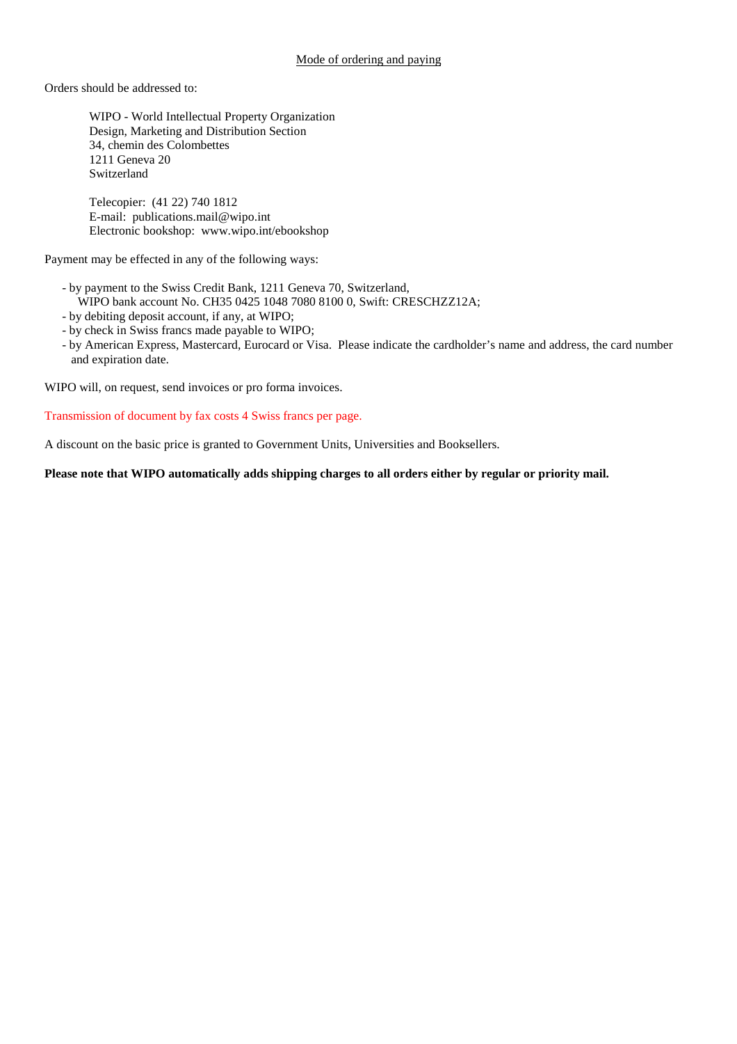## Mode of ordering and paying

Orders should be addressed to:

WIPO - World Intellectual Property Organization
Design, Marketing and Distribution Section
34, chemin des Colombettes
1211 Geneva 20
Switzerland

Telecopier: (41 22) 740 1812
E-mail: publications.mail@wipo.int
Electronic bookshop: www.wipo.int/ebookshop

Payment may be effected in any of the following ways:

- by payment to the Swiss Credit Bank, 1211 Geneva 70, Switzerland, WIPO bank account No. CH35 0425 1048 7080 8100 0, Swift: CRESCHZZ12A;
- by debiting deposit account, if any, at WIPO;
- by check in Swiss francs made payable to WIPO;
- by American Express, Mastercard, Eurocard or Visa. Please indicate the cardholder's name and address, the card number and expiration date.

WIPO will, on request, send invoices or pro forma invoices.

Transmission of document by fax costs 4 Swiss francs per page.

A discount on the basic price is granted to Government Units, Universities and Booksellers.

**Please note that WIPO automatically adds shipping charges to all orders either by regular or priority mail.**